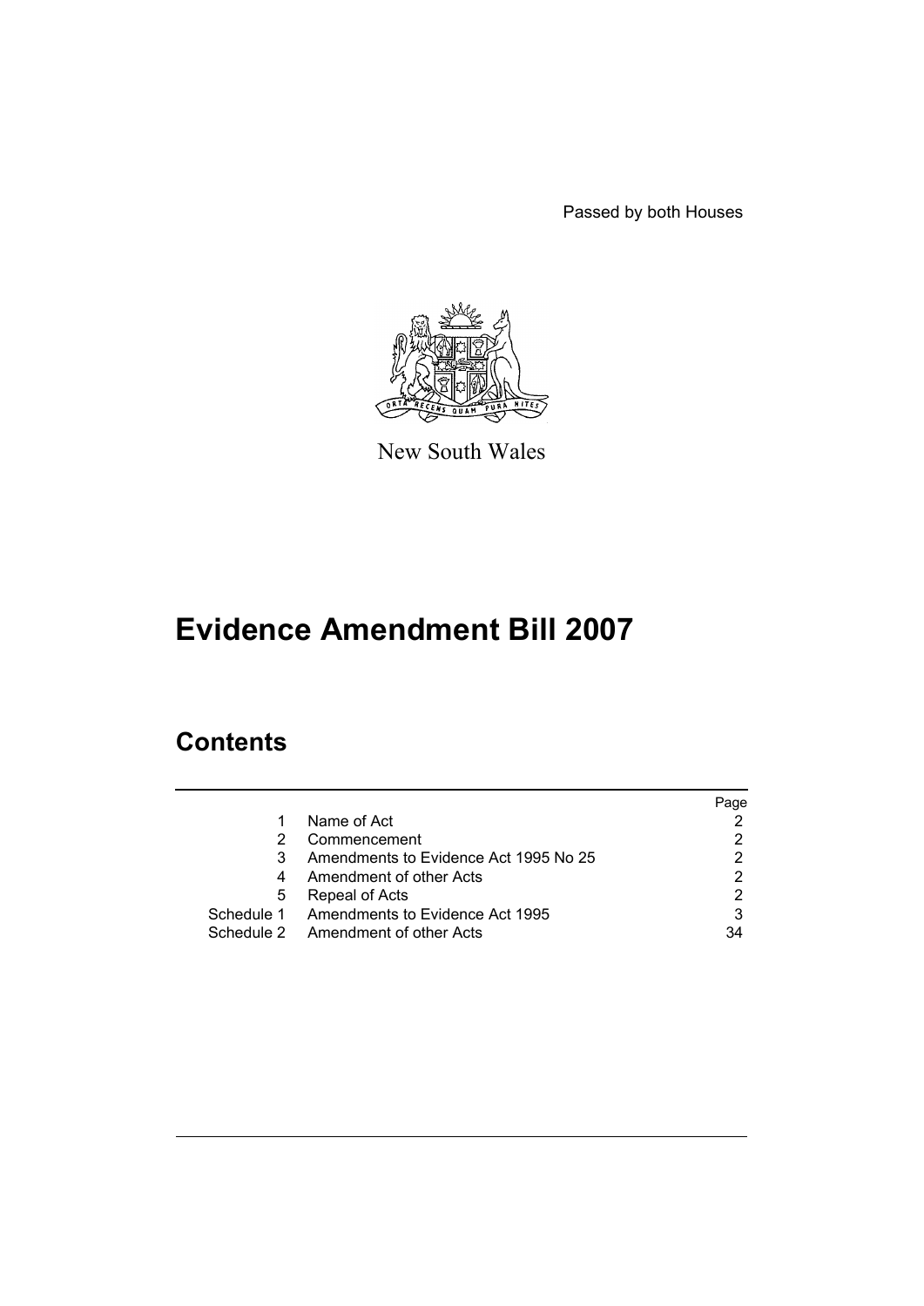Passed by both Houses

New South Wales

# Evidence Amendment Bill 2007

## Contents

| | | Page |
|---|---|---|
| 1 | Name of Act | 2 |
| 2 | Commencement | 2 |
| 3 | Amendments to Evidence Act 1995 No 25 | 2 |
| 4 | Amendment of other Acts | 2 |
| 5 | Repeal of Acts | 2 |
| Schedule 1 | Amendments to Evidence Act 1995 | 3 |
| Schedule 2 | Amendment of other Acts | 34 |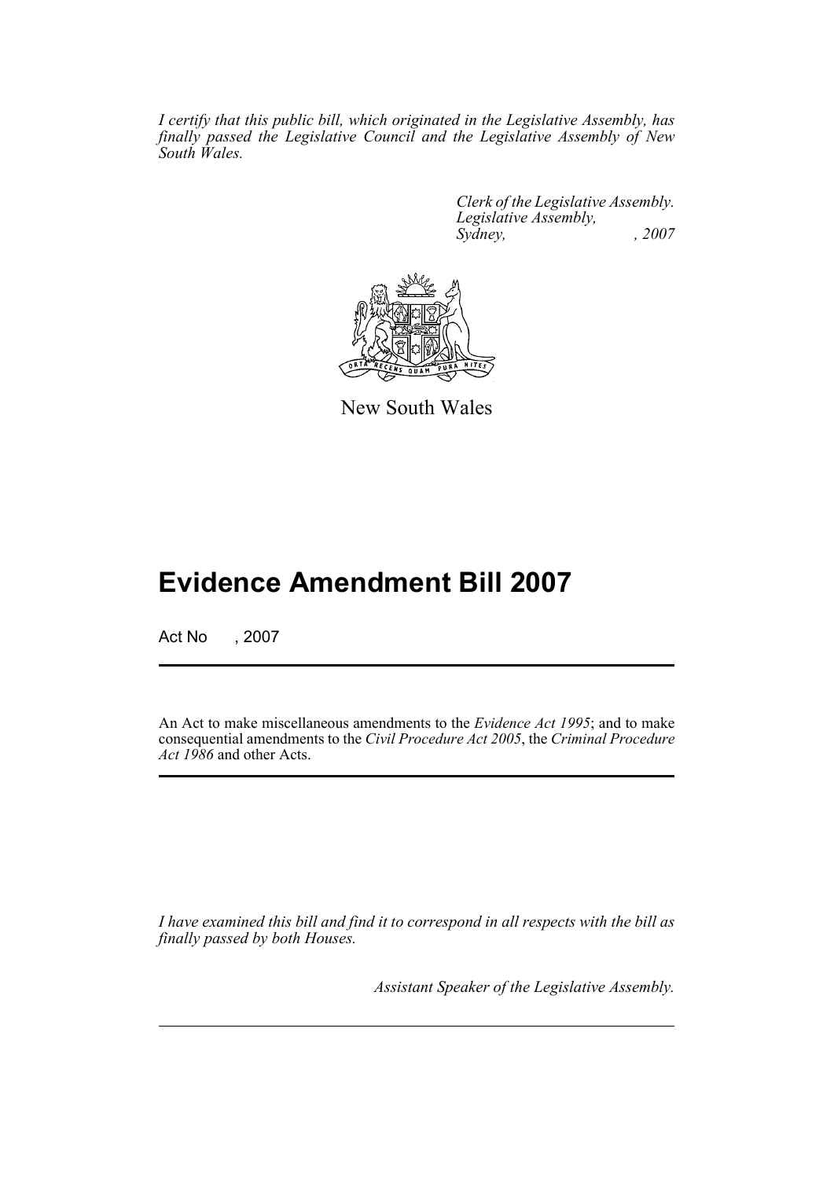*I certify that this public bill, which originated in the Legislative Assembly, has finally passed the Legislative Council and the Legislative Assembly of New South Wales.*

*Clerk of the Legislative Assembly.*
*Legislative Assembly,*
*Sydney, , 2007*

New South Wales

# Evidence Amendment Bill 2007

Act No , 2007

An Act to make miscellaneous amendments to the *Evidence Act 1995*; and to make consequential amendments to the *Civil Procedure Act 2005*, the *Criminal Procedure Act 1986* and other Acts.

*I have examined this bill and find it to correspond in all respects with the bill as finally passed by both Houses.*

*Assistant Speaker of the Legislative Assembly.*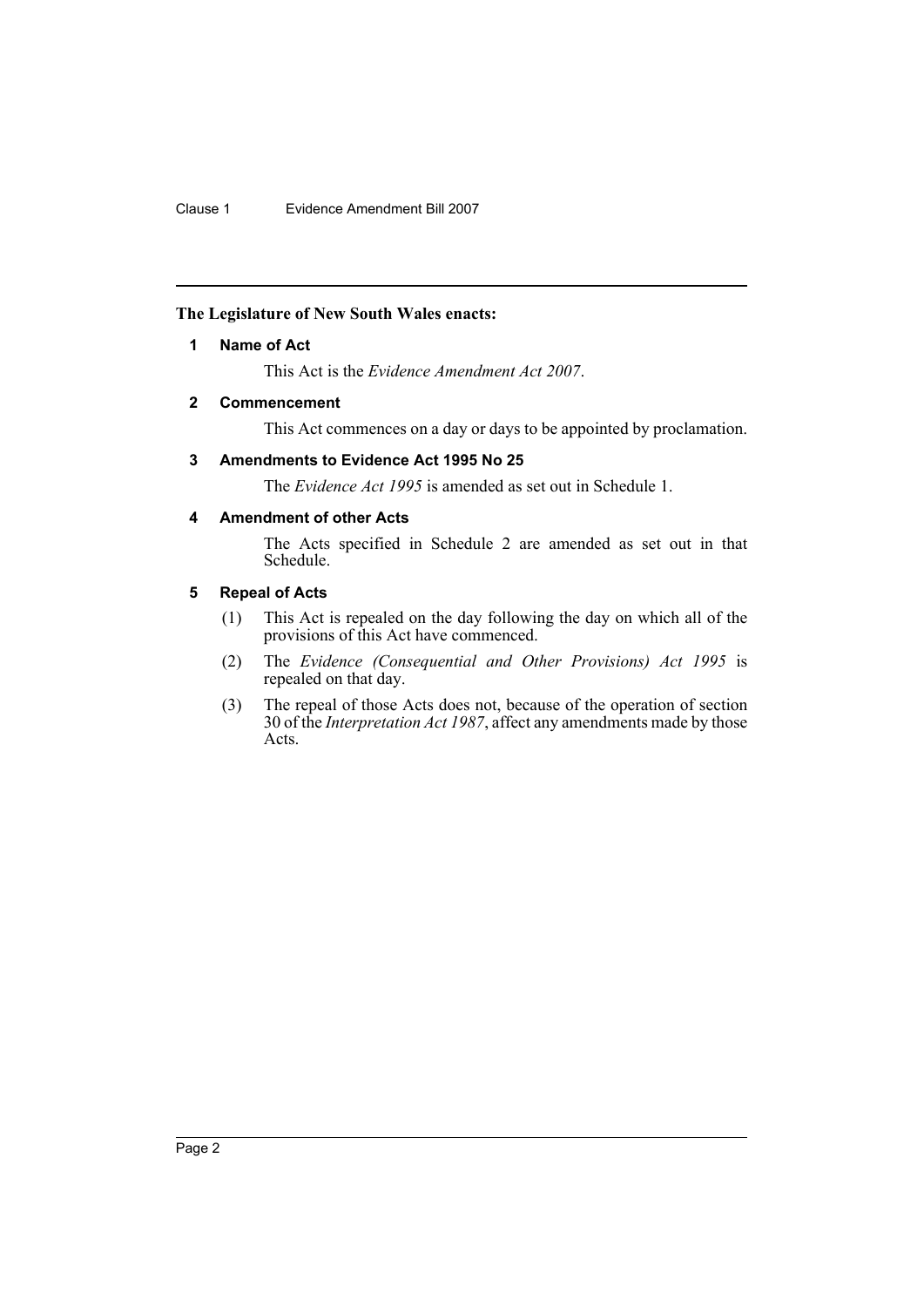**The Legislature of New South Wales enacts:**

### 1 Name of Act

This Act is the *Evidence Amendment Act 2007*.

### 2 Commencement

This Act commences on a day or days to be appointed by proclamation.

### 3 Amendments to Evidence Act 1995 No 25

The *Evidence Act 1995* is amended as set out in Schedule 1.

### 4 Amendment of other Acts

The Acts specified in Schedule 2 are amended as set out in that Schedule.

### 5 Repeal of Acts

(1) This Act is repealed on the day following the day on which all of the provisions of this Act have commenced.

(2) The *Evidence (Consequential and Other Provisions) Act 1995* is repealed on that day.

(3) The repeal of those Acts does not, because of the operation of section 30 of the *Interpretation Act 1987*, affect any amendments made by those Acts.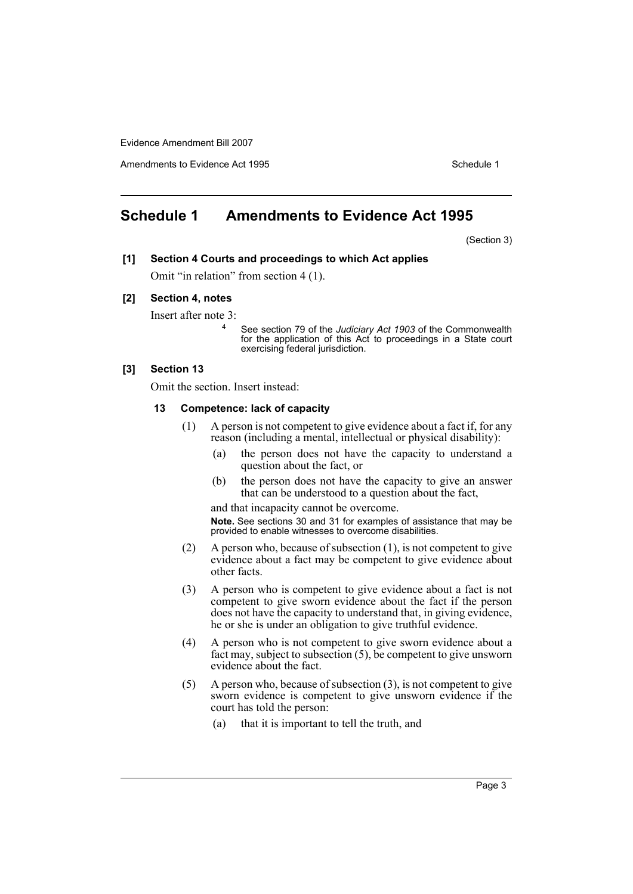## Schedule 1 Amendments to Evidence Act 1995

(Section 3)

**[1] Section 4 Courts and proceedings to which Act applies**

Omit "in relation" from section 4 (1).

**[2] Section 4, notes**

Insert after note 3:

> 4 See section 79 of the *Judiciary Act 1903* of the Commonwealth for the application of this Act to proceedings in a State court exercising federal jurisdiction.

**[3] Section 13**

Omit the section. Insert instead:

**13 Competence: lack of capacity**

(1) A person is not competent to give evidence about a fact if, for any reason (including a mental, intellectual or physical disability):

- (a) the person does not have the capacity to understand a question about the fact, or
- (b) the person does not have the capacity to give an answer that can be understood to a question about the fact,

and that incapacity cannot be overcome.

**Note.** See sections 30 and 31 for examples of assistance that may be provided to enable witnesses to overcome disabilities.

(2) A person who, because of subsection (1), is not competent to give evidence about a fact may be competent to give evidence about other facts.

(3) A person who is competent to give evidence about a fact is not competent to give sworn evidence about the fact if the person does not have the capacity to understand that, in giving evidence, he or she is under an obligation to give truthful evidence.

(4) A person who is not competent to give sworn evidence about a fact may, subject to subsection (5), be competent to give unsworn evidence about the fact.

(5) A person who, because of subsection (3), is not competent to give sworn evidence is competent to give unsworn evidence if the court has told the person:

- (a) that it is important to tell the truth, and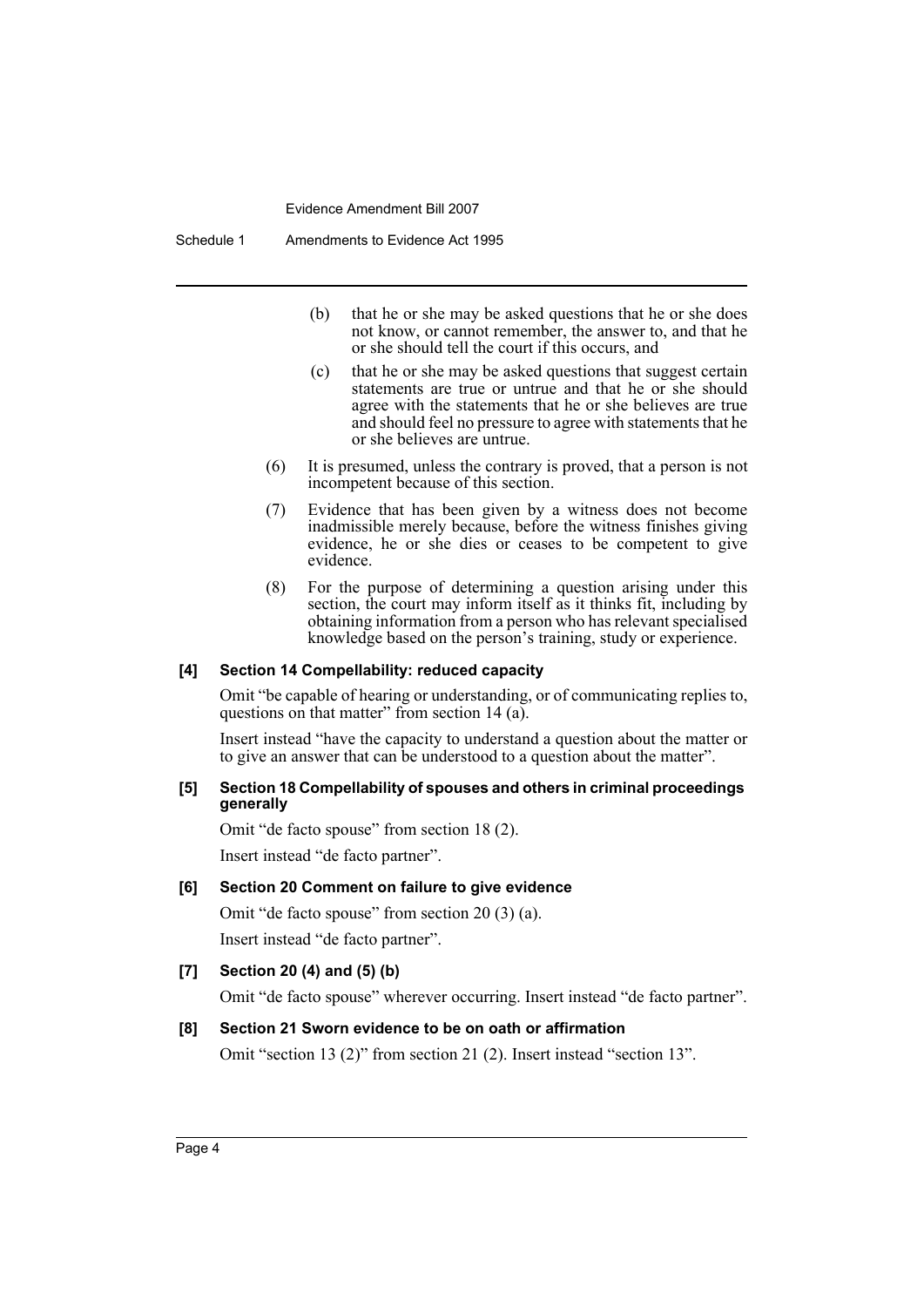(b) that he or she may be asked questions that he or she does not know, or cannot remember, the answer to, and that he or she should tell the court if this occurs, and

(c) that he or she may be asked questions that suggest certain statements are true or untrue and that he or she should agree with the statements that he or she believes are true and should feel no pressure to agree with statements that he or she believes are untrue.

(6) It is presumed, unless the contrary is proved, that a person is not incompetent because of this section.

(7) Evidence that has been given by a witness does not become inadmissible merely because, before the witness finishes giving evidence, he or she dies or ceases to be competent to give evidence.

(8) For the purpose of determining a question arising under this section, the court may inform itself as it thinks fit, including by obtaining information from a person who has relevant specialised knowledge based on the person's training, study or experience.

**[4] Section 14 Compellability: reduced capacity**

Omit "be capable of hearing or understanding, or of communicating replies to, questions on that matter" from section 14 (a).

Insert instead "have the capacity to understand a question about the matter or to give an answer that can be understood to a question about the matter".

**[5] Section 18 Compellability of spouses and others in criminal proceedings generally**

Omit "de facto spouse" from section 18 (2).

Insert instead "de facto partner".

**[6] Section 20 Comment on failure to give evidence**

Omit "de facto spouse" from section 20 (3) (a).

Insert instead "de facto partner".

**[7] Section 20 (4) and (5) (b)**

Omit "de facto spouse" wherever occurring. Insert instead "de facto partner".

**[8] Section 21 Sworn evidence to be on oath or affirmation**

Omit "section 13 (2)" from section 21 (2). Insert instead "section 13".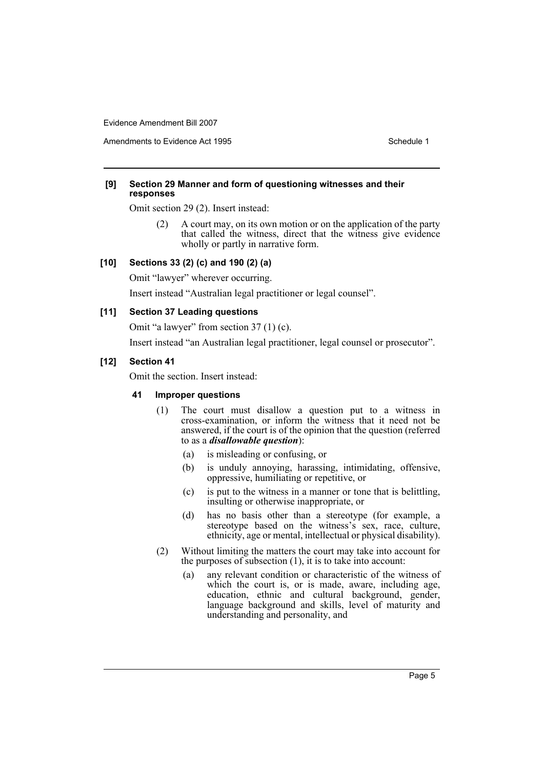**[9] Section 29 Manner and form of questioning witnesses and their responses**

Omit section 29 (2). Insert instead:

> (2) A court may, on its own motion or on the application of the party that called the witness, direct that the witness give evidence wholly or partly in narrative form.

**[10] Sections 33 (2) (c) and 190 (2) (a)**

Omit "lawyer" wherever occurring.

Insert instead "Australian legal practitioner or legal counsel".

**[11] Section 37 Leading questions**

Omit "a lawyer" from section 37 (1) (c).

Insert instead "an Australian legal practitioner, legal counsel or prosecutor".

**[12] Section 41**

Omit the section. Insert instead:

**41 Improper questions**

(1) The court must disallow a question put to a witness in cross-examination, or inform the witness that it need not be answered, if the court is of the opinion that the question (referred to as a ***disallowable question***):

- (a) is misleading or confusing, or
- (b) is unduly annoying, harassing, intimidating, offensive, oppressive, humiliating or repetitive, or
- (c) is put to the witness in a manner or tone that is belittling, insulting or otherwise inappropriate, or
- (d) has no basis other than a stereotype (for example, a stereotype based on the witness's sex, race, culture, ethnicity, age or mental, intellectual or physical disability).

(2) Without limiting the matters the court may take into account for the purposes of subsection (1), it is to take into account:

- (a) any relevant condition or characteristic of the witness of which the court is, or is made, aware, including age, education, ethnic and cultural background, gender, language background and skills, level of maturity and understanding and personality, and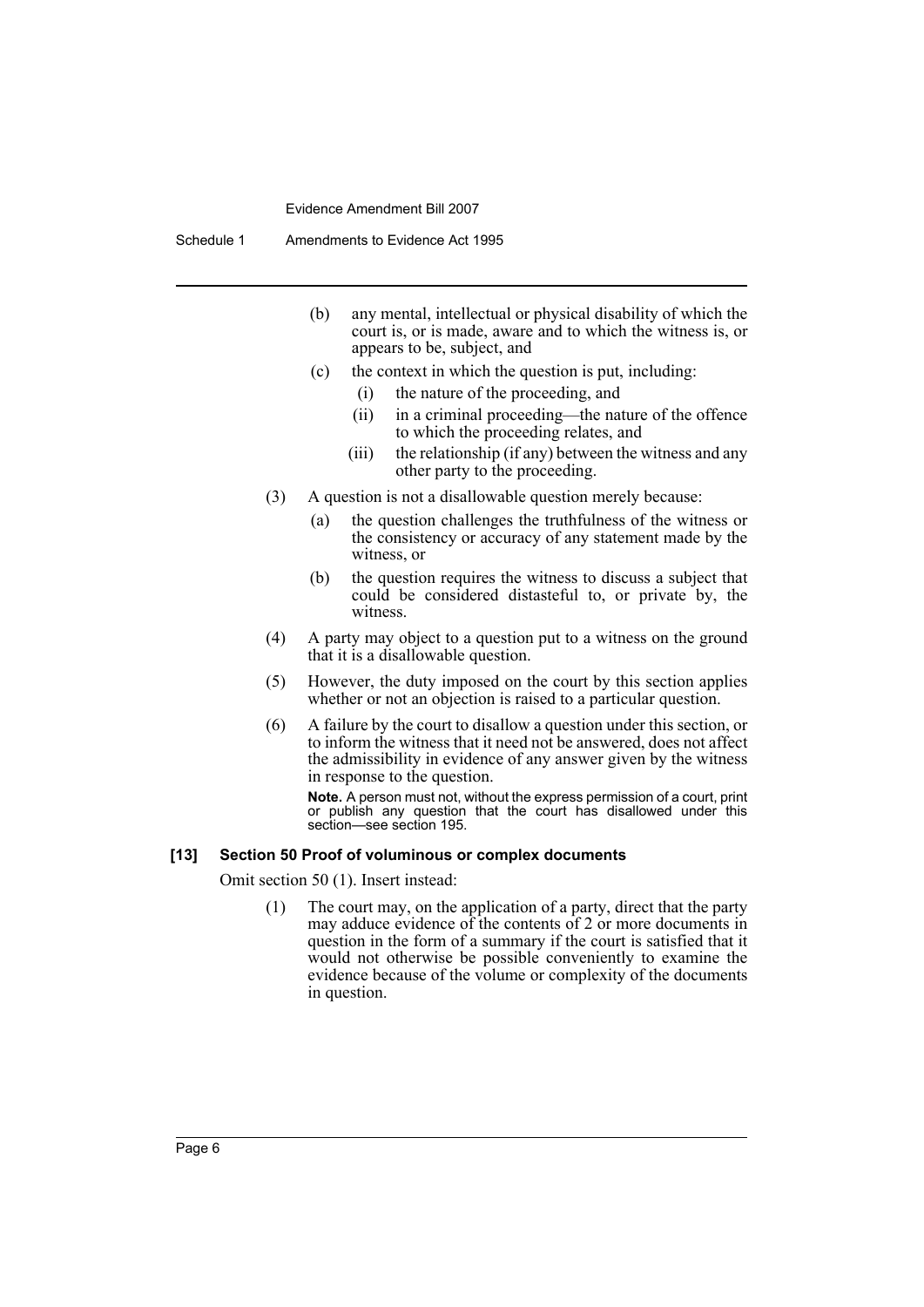(b) any mental, intellectual or physical disability of which the court is, or is made, aware and to which the witness is, or appears to be, subject, and

(c) the context in which the question is put, including:

(i) the nature of the proceeding, and

(ii) in a criminal proceeding—the nature of the offence to which the proceeding relates, and

(iii) the relationship (if any) between the witness and any other party to the proceeding.

(3) A question is not a disallowable question merely because:

(a) the question challenges the truthfulness of the witness or the consistency or accuracy of any statement made by the witness, or

(b) the question requires the witness to discuss a subject that could be considered distasteful to, or private by, the witness.

(4) A party may object to a question put to a witness on the ground that it is a disallowable question.

(5) However, the duty imposed on the court by this section applies whether or not an objection is raised to a particular question.

(6) A failure by the court to disallow a question under this section, or to inform the witness that it need not be answered, does not affect the admissibility in evidence of any answer given by the witness in response to the question.

**Note.** A person must not, without the express permission of a court, print or publish any question that the court has disallowed under this section—see section 195.

**[13] Section 50 Proof of voluminous or complex documents**

Omit section 50 (1). Insert instead:

(1) The court may, on the application of a party, direct that the party may adduce evidence of the contents of 2 or more documents in question in the form of a summary if the court is satisfied that it would not otherwise be possible conveniently to examine the evidence because of the volume or complexity of the documents in question.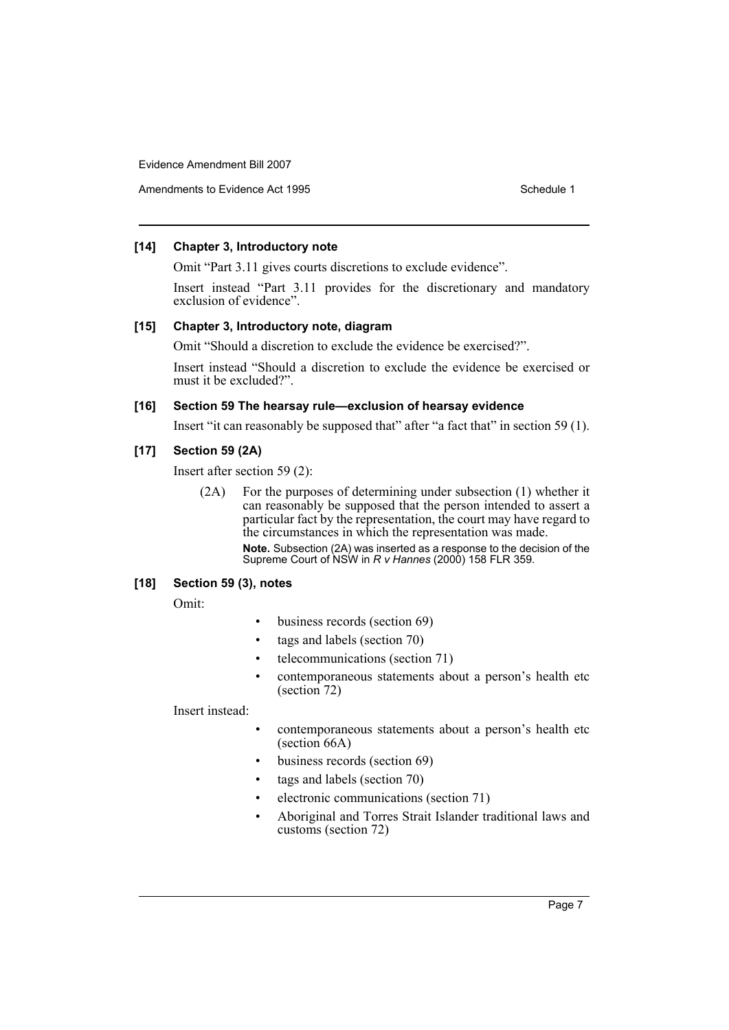**[14] Chapter 3, Introductory note**

Omit "Part 3.11 gives courts discretions to exclude evidence".

Insert instead "Part 3.11 provides for the discretionary and mandatory exclusion of evidence".

**[15] Chapter 3, Introductory note, diagram**

Omit "Should a discretion to exclude the evidence be exercised?".

Insert instead "Should a discretion to exclude the evidence be exercised or must it be excluded?".

**[16] Section 59 The hearsay rule—exclusion of hearsay evidence**

Insert "it can reasonably be supposed that" after "a fact that" in section 59 (1).

**[17] Section 59 (2A)**

Insert after section 59 (2):

> (2A) For the purposes of determining under subsection (1) whether it can reasonably be supposed that the person intended to assert a particular fact by the representation, the court may have regard to the circumstances in which the representation was made.
>
> **Note.** Subsection (2A) was inserted as a response to the decision of the Supreme Court of NSW in *R v Hannes* (2000) 158 FLR 359.

**[18] Section 59 (3), notes**

Omit:

- business records (section 69)
- tags and labels (section 70)
- telecommunications (section 71)
- contemporaneous statements about a person's health etc (section 72)

Insert instead:

- contemporaneous statements about a person's health etc (section 66A)
- business records (section 69)
- tags and labels (section 70)
- electronic communications (section 71)
- Aboriginal and Torres Strait Islander traditional laws and customs (section 72)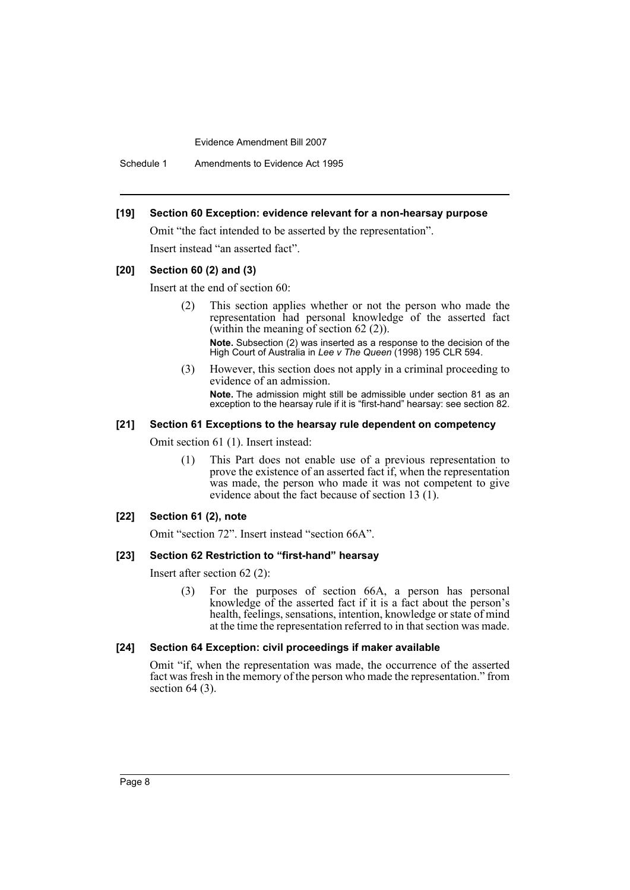#### [19] Section 60 Exception: evidence relevant for a non-hearsay purpose

Omit "the fact intended to be asserted by the representation".

Insert instead "an asserted fact".

#### [20] Section 60 (2) and (3)

Insert at the end of section 60:

> (2) This section applies whether or not the person who made the representation had personal knowledge of the asserted fact (within the meaning of section 62 (2)).
>
> **Note.** Subsection (2) was inserted as a response to the decision of the High Court of Australia in *Lee v The Queen* (1998) 195 CLR 594.
>
> (3) However, this section does not apply in a criminal proceeding to evidence of an admission.
>
> **Note.** The admission might still be admissible under section 81 as an exception to the hearsay rule if it is "first-hand" hearsay: see section 82.

#### [21] Section 61 Exceptions to the hearsay rule dependent on competency

Omit section 61 (1). Insert instead:

> (1) This Part does not enable use of a previous representation to prove the existence of an asserted fact if, when the representation was made, the person who made it was not competent to give evidence about the fact because of section 13 (1).

#### [22] Section 61 (2), note

Omit "section 72". Insert instead "section 66A".

#### [23] Section 62 Restriction to "first-hand" hearsay

Insert after section 62 (2):

> (3) For the purposes of section 66A, a person has personal knowledge of the asserted fact if it is a fact about the person's health, feelings, sensations, intention, knowledge or state of mind at the time the representation referred to in that section was made.

#### [24] Section 64 Exception: civil proceedings if maker available

Omit "if, when the representation was made, the occurrence of the asserted fact was fresh in the memory of the person who made the representation." from section 64 (3).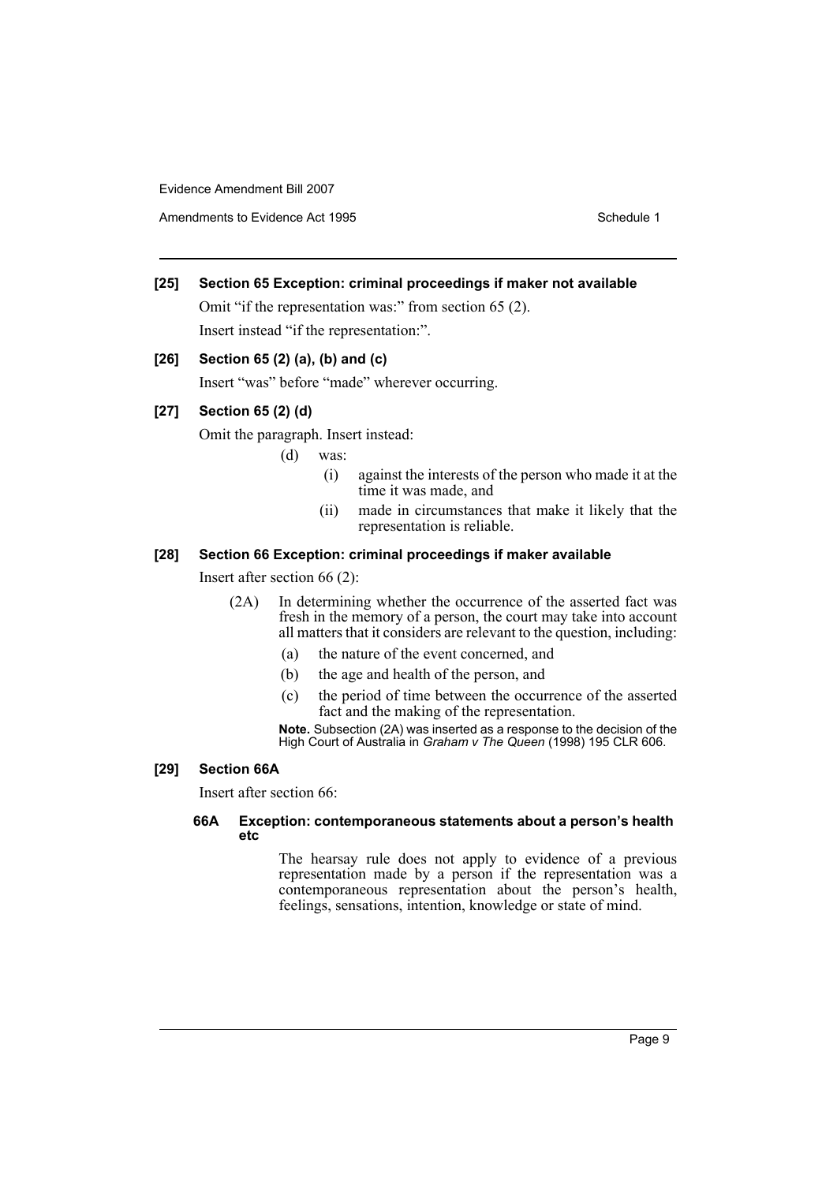**[25] Section 65 Exception: criminal proceedings if maker not available**

Omit "if the representation was:" from section 65 (2).

Insert instead "if the representation:".

**[26] Section 65 (2) (a), (b) and (c)**

Insert "was" before "made" wherever occurring.

**[27] Section 65 (2) (d)**

Omit the paragraph. Insert instead:

> (d) was:
>
> > (i) against the interests of the person who made it at the time it was made, and
> >
> > (ii) made in circumstances that make it likely that the representation is reliable.

**[28] Section 66 Exception: criminal proceedings if maker available**

Insert after section 66 (2):

> (2A) In determining whether the occurrence of the asserted fact was fresh in the memory of a person, the court may take into account all matters that it considers are relevant to the question, including:
>
> (a) the nature of the event concerned, and
>
> (b) the age and health of the person, and
>
> (c) the period of time between the occurrence of the asserted fact and the making of the representation.
>
> **Note.** Subsection (2A) was inserted as a response to the decision of the High Court of Australia in *Graham v The Queen* (1998) 195 CLR 606.

**[29] Section 66A**

Insert after section 66:

> **66A Exception: contemporaneous statements about a person's health etc**
>
> The hearsay rule does not apply to evidence of a previous representation made by a person if the representation was a contemporaneous representation about the person's health, feelings, sensations, intention, knowledge or state of mind.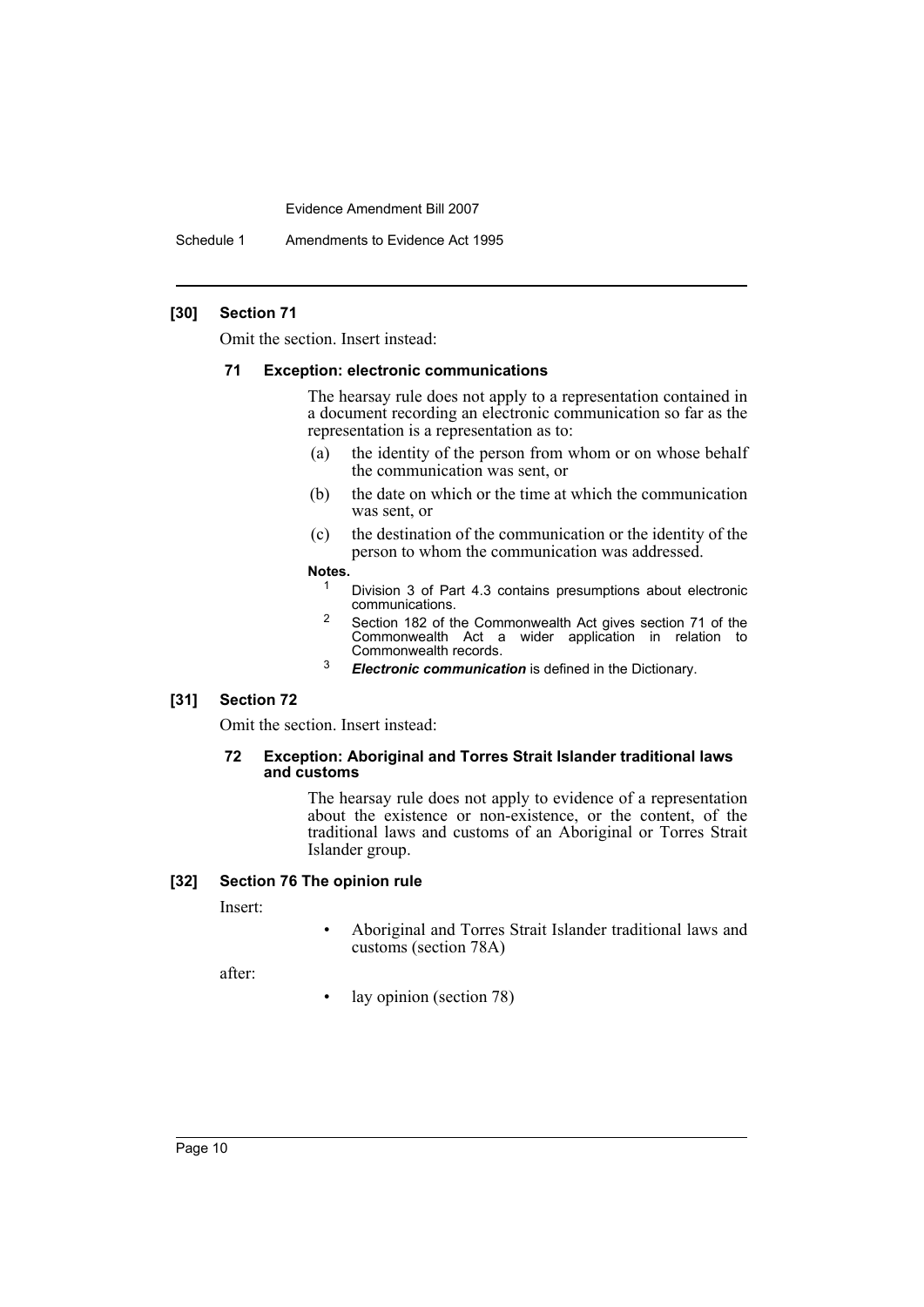## [30] Section 71

Omit the section. Insert instead:

### 71 Exception: electronic communications

The hearsay rule does not apply to a representation contained in a document recording an electronic communication so far as the representation is a representation as to:

(a) the identity of the person from whom or on whose behalf the communication was sent, or

(b) the date on which or the time at which the communication was sent, or

(c) the destination of the communication or the identity of the person to whom the communication was addressed.

**Notes.**

1 Division 3 of Part 4.3 contains presumptions about electronic communications.

2 Section 182 of the Commonwealth Act gives section 71 of the Commonwealth Act a wider application in relation to Commonwealth records.

3 ***Electronic communication*** is defined in the Dictionary.

## [31] Section 72

Omit the section. Insert instead:

### 72 Exception: Aboriginal and Torres Strait Islander traditional laws and customs

The hearsay rule does not apply to evidence of a representation about the existence or non-existence, or the content, of the traditional laws and customs of an Aboriginal or Torres Strait Islander group.

## [32] Section 76 The opinion rule

Insert:

- Aboriginal and Torres Strait Islander traditional laws and customs (section 78A)

after:

- lay opinion (section 78)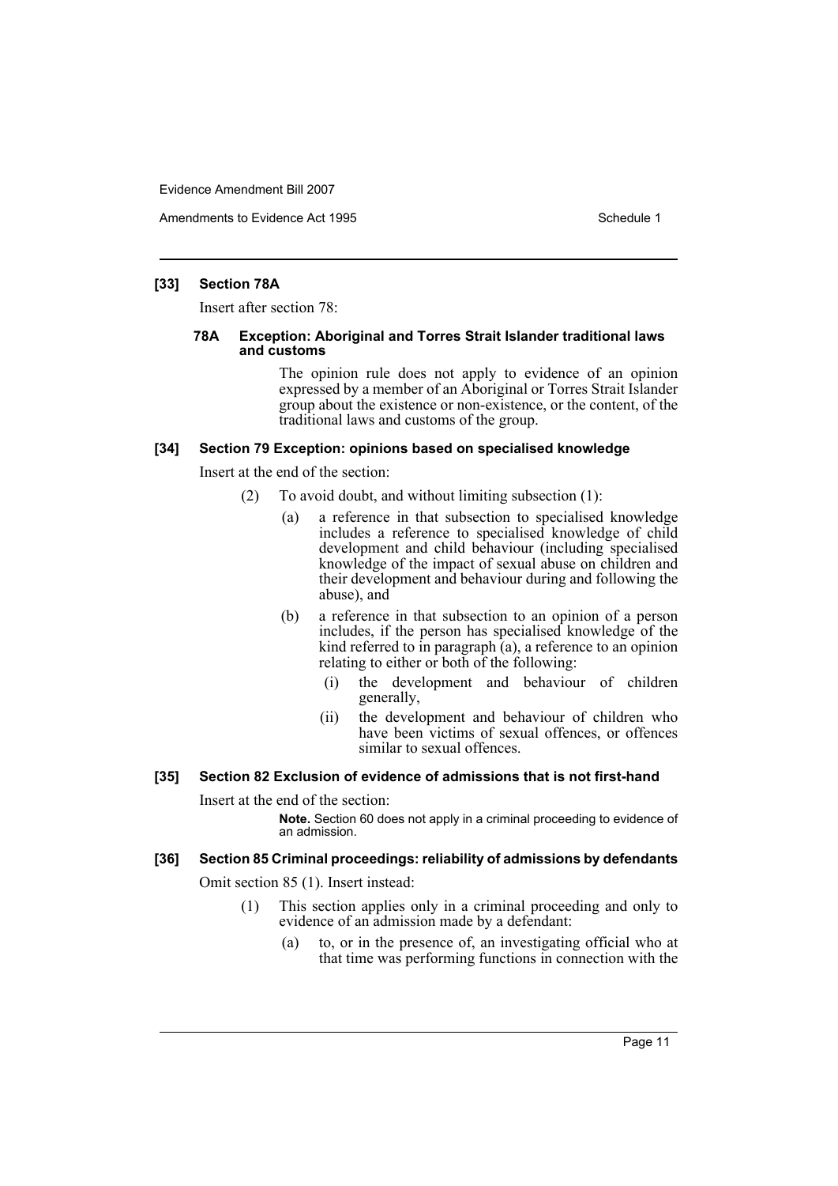### [33] Section 78A

Insert after section 78:

#### 78A Exception: Aboriginal and Torres Strait Islander traditional laws and customs

The opinion rule does not apply to evidence of an opinion expressed by a member of an Aboriginal or Torres Strait Islander group about the existence or non-existence, or the content, of the traditional laws and customs of the group.

### [34] Section 79 Exception: opinions based on specialised knowledge

Insert at the end of the section:

(2) To avoid doubt, and without limiting subsection (1):

- (a) a reference in that subsection to specialised knowledge includes a reference to specialised knowledge of child development and child behaviour (including specialised knowledge of the impact of sexual abuse on children and their development and behaviour during and following the abuse), and
- (b) a reference in that subsection to an opinion of a person includes, if the person has specialised knowledge of the kind referred to in paragraph (a), a reference to an opinion relating to either or both of the following:
  - (i) the development and behaviour of children generally,
  - (ii) the development and behaviour of children who have been victims of sexual offences, or offences similar to sexual offences.

### [35] Section 82 Exclusion of evidence of admissions that is not first-hand

Insert at the end of the section:

**Note.** Section 60 does not apply in a criminal proceeding to evidence of an admission.

### [36] Section 85 Criminal proceedings: reliability of admissions by defendants

Omit section 85 (1). Insert instead:

(1) This section applies only in a criminal proceeding and only to evidence of an admission made by a defendant:

- (a) to, or in the presence of, an investigating official who at that time was performing functions in connection with the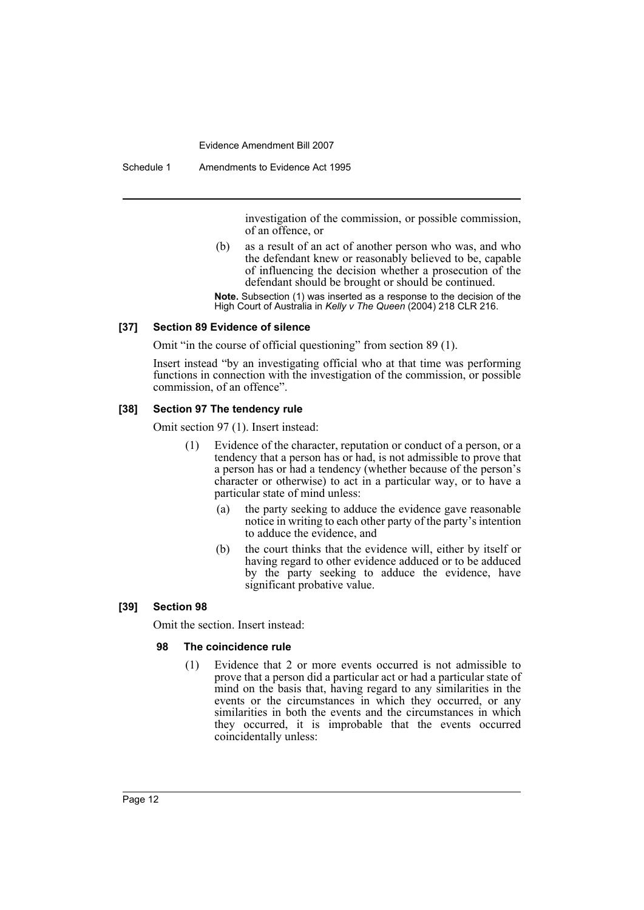investigation of the commission, or possible commission, of an offence, or

(b) as a result of an act of another person who was, and who the defendant knew or reasonably believed to be, capable of influencing the decision whether a prosecution of the defendant should be brought or should be continued.

**Note.** Subsection (1) was inserted as a response to the decision of the High Court of Australia in *Kelly v The Queen* (2004) 218 CLR 216.

**[37] Section 89 Evidence of silence**

Omit "in the course of official questioning" from section 89 (1).

Insert instead "by an investigating official who at that time was performing functions in connection with the investigation of the commission, or possible commission, of an offence".

**[38] Section 97 The tendency rule**

Omit section 97 (1). Insert instead:

(1) Evidence of the character, reputation or conduct of a person, or a tendency that a person has or had, is not admissible to prove that a person has or had a tendency (whether because of the person's character or otherwise) to act in a particular way, or to have a particular state of mind unless:

(a) the party seeking to adduce the evidence gave reasonable notice in writing to each other party of the party's intention to adduce the evidence, and

(b) the court thinks that the evidence will, either by itself or having regard to other evidence adduced or to be adduced by the party seeking to adduce the evidence, have significant probative value.

**[39] Section 98**

Omit the section. Insert instead:

**98 The coincidence rule**

(1) Evidence that 2 or more events occurred is not admissible to prove that a person did a particular act or had a particular state of mind on the basis that, having regard to any similarities in the events or the circumstances in which they occurred, or any similarities in both the events and the circumstances in which they occurred, it is improbable that the events occurred coincidentally unless: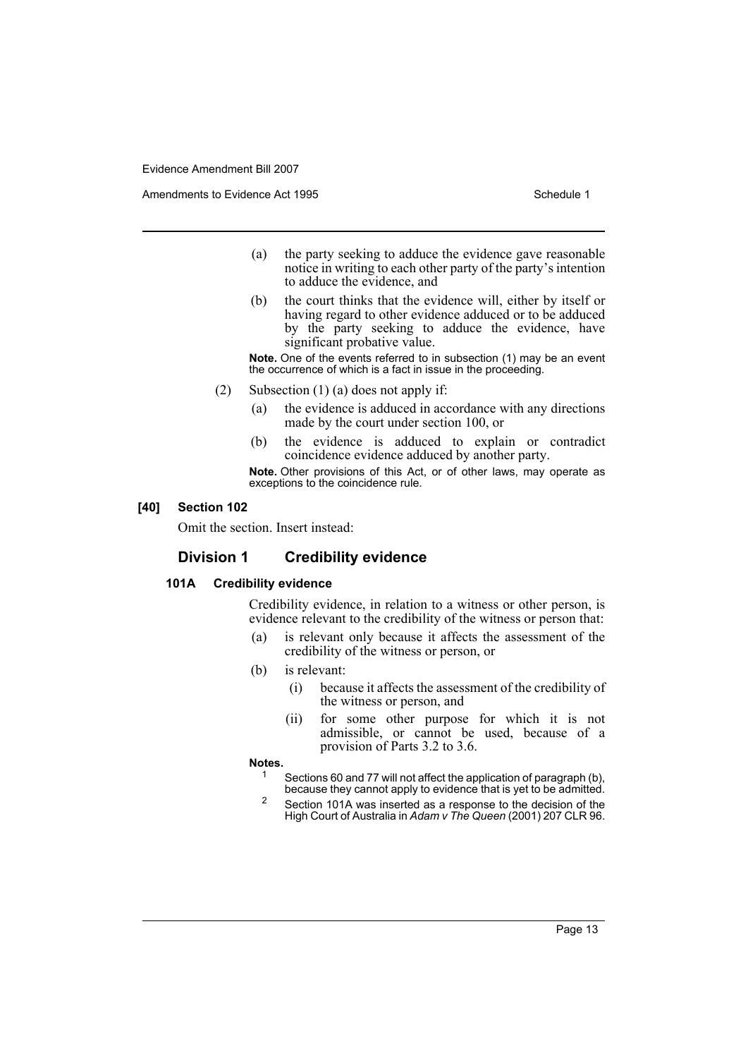(a) the party seeking to adduce the evidence gave reasonable notice in writing to each other party of the party's intention to adduce the evidence, and

(b) the court thinks that the evidence will, either by itself or having regard to other evidence adduced or to be adduced by the party seeking to adduce the evidence, have significant probative value.

**Note.** One of the events referred to in subsection (1) may be an event the occurrence of which is a fact in issue in the proceeding.

(2) Subsection (1) (a) does not apply if:

(a) the evidence is adduced in accordance with any directions made by the court under section 100, or

(b) the evidence is adduced to explain or contradict coincidence evidence adduced by another party.

**Note.** Other provisions of this Act, or of other laws, may operate as exceptions to the coincidence rule.

**[40] Section 102**

Omit the section. Insert instead:

## Division 1 Credibility evidence

### 101A Credibility evidence

Credibility evidence, in relation to a witness or other person, is evidence relevant to the credibility of the witness or person that:

(a) is relevant only because it affects the assessment of the credibility of the witness or person, or

(b) is relevant:

(i) because it affects the assessment of the credibility of the witness or person, and

(ii) for some other purpose for which it is not admissible, or cannot be used, because of a provision of Parts 3.2 to 3.6.

**Notes.**

1 Sections 60 and 77 will not affect the application of paragraph (b), because they cannot apply to evidence that is yet to be admitted.

2 Section 101A was inserted as a response to the decision of the High Court of Australia in *Adam v The Queen* (2001) 207 CLR 96.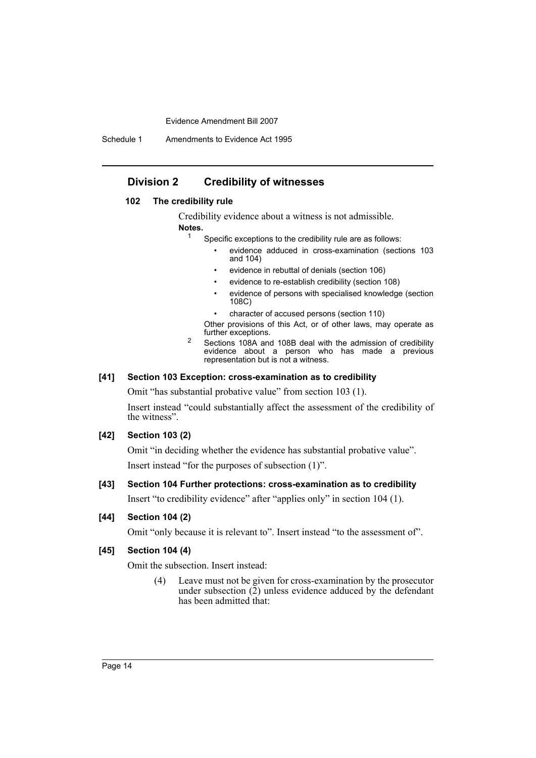## Division 2 Credibility of witnesses

### 102 The credibility rule

Credibility evidence about a witness is not admissible.

**Notes.**

1 Specific exceptions to the credibility rule are as follows:

- evidence adduced in cross-examination (sections 103 and 104)
- evidence in rebuttal of denials (section 106)
- evidence to re-establish credibility (section 108)
- evidence of persons with specialised knowledge (section 108C)
- character of accused persons (section 110)

Other provisions of this Act, or of other laws, may operate as further exceptions.

2 Sections 108A and 108B deal with the admission of credibility evidence about a person who has made a previous representation but is not a witness.

#### [41] Section 103 Exception: cross-examination as to credibility

Omit "has substantial probative value" from section 103 (1).

Insert instead "could substantially affect the assessment of the credibility of the witness".

#### [42] Section 103 (2)

Omit "in deciding whether the evidence has substantial probative value".

Insert instead "for the purposes of subsection (1)".

#### [43] Section 104 Further protections: cross-examination as to credibility

Insert "to credibility evidence" after "applies only" in section 104 (1).

#### [44] Section 104 (2)

Omit "only because it is relevant to". Insert instead "to the assessment of".

#### [45] Section 104 (4)

Omit the subsection. Insert instead:

(4) Leave must not be given for cross-examination by the prosecutor under subsection (2) unless evidence adduced by the defendant has been admitted that: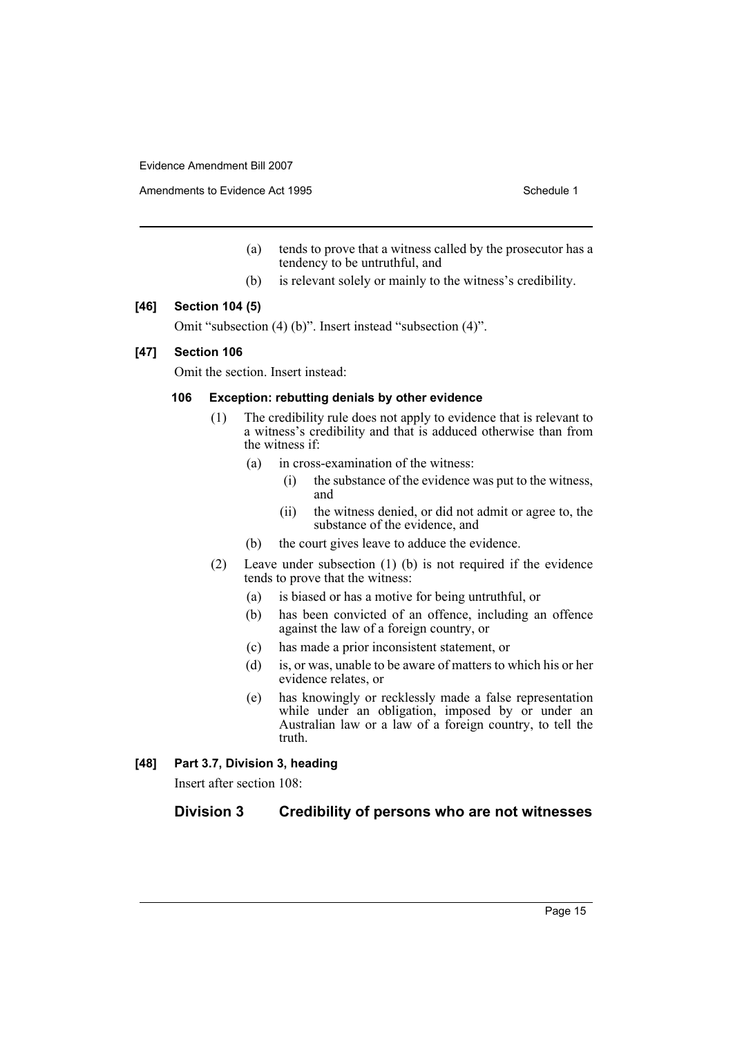(a) tends to prove that a witness called by the prosecutor has a tendency to be untruthful, and

(b) is relevant solely or mainly to the witness's credibility.

**[46] Section 104 (5)**

Omit "subsection (4) (b)". Insert instead "subsection (4)".

**[47] Section 106**

Omit the section. Insert instead:

**106 Exception: rebutting denials by other evidence**

(1) The credibility rule does not apply to evidence that is relevant to a witness's credibility and that is adduced otherwise than from the witness if:

(a) in cross-examination of the witness:

(i) the substance of the evidence was put to the witness, and

(ii) the witness denied, or did not admit or agree to, the substance of the evidence, and

(b) the court gives leave to adduce the evidence.

(2) Leave under subsection (1) (b) is not required if the evidence tends to prove that the witness:

(a) is biased or has a motive for being untruthful, or

(b) has been convicted of an offence, including an offence against the law of a foreign country, or

(c) has made a prior inconsistent statement, or

(d) is, or was, unable to be aware of matters to which his or her evidence relates, or

(e) has knowingly or recklessly made a false representation while under an obligation, imposed by or under an Australian law or a law of a foreign country, to tell the truth.

**[48] Part 3.7, Division 3, heading**

Insert after section 108:

## Division 3 Credibility of persons who are not witnesses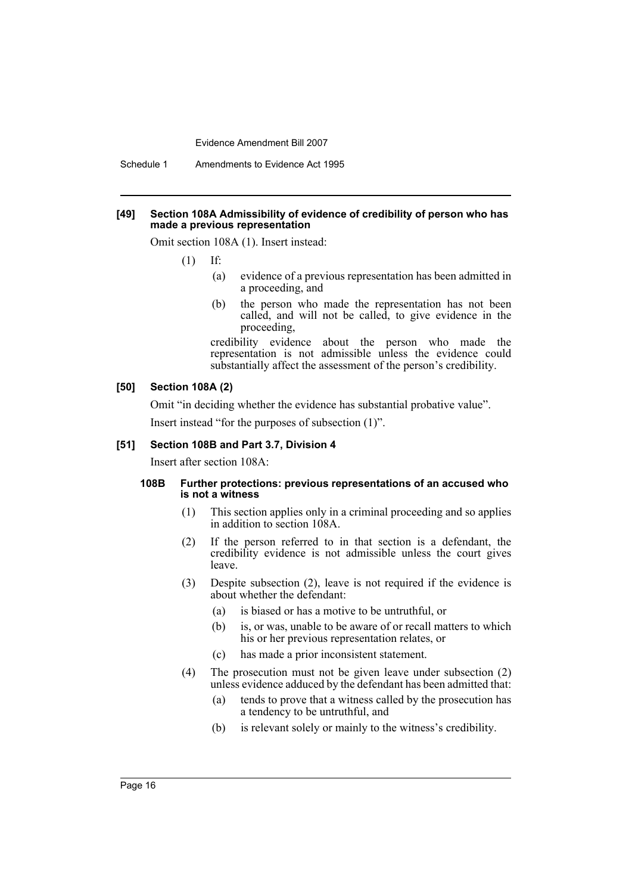#### [49] Section 108A Admissibility of evidence of credibility of person who has made a previous representation

Omit section 108A (1). Insert instead:

(1) If:

(a) evidence of a previous representation has been admitted in a proceeding, and

(b) the person who made the representation has not been called, and will not be called, to give evidence in the proceeding,

credibility evidence about the person who made the representation is not admissible unless the evidence could substantially affect the assessment of the person's credibility.

#### [50] Section 108A (2)

Omit "in deciding whether the evidence has substantial probative value".

Insert instead "for the purposes of subsection (1)".

#### [51] Section 108B and Part 3.7, Division 4

Insert after section 108A:

##### 108B Further protections: previous representations of an accused who is not a witness

(1) This section applies only in a criminal proceeding and so applies in addition to section 108A.

(2) If the person referred to in that section is a defendant, the credibility evidence is not admissible unless the court gives leave.

(3) Despite subsection (2), leave is not required if the evidence is about whether the defendant:

(a) is biased or has a motive to be untruthful, or

(b) is, or was, unable to be aware of or recall matters to which his or her previous representation relates, or

(c) has made a prior inconsistent statement.

(4) The prosecution must not be given leave under subsection (2) unless evidence adduced by the defendant has been admitted that:

(a) tends to prove that a witness called by the prosecution has a tendency to be untruthful, and

(b) is relevant solely or mainly to the witness's credibility.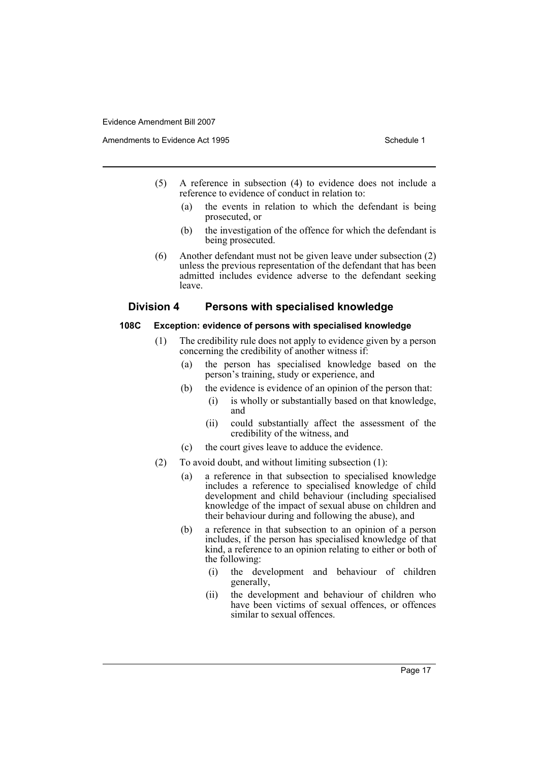(5) A reference in subsection (4) to evidence does not include a reference to evidence of conduct in relation to:

  (a) the events in relation to which the defendant is being prosecuted, or

  (b) the investigation of the offence for which the defendant is being prosecuted.

(6) Another defendant must not be given leave under subsection (2) unless the previous representation of the defendant that has been admitted includes evidence adverse to the defendant seeking leave.

## Division 4 Persons with specialised knowledge

### 108C Exception: evidence of persons with specialised knowledge

(1) The credibility rule does not apply to evidence given by a person concerning the credibility of another witness if:

  (a) the person has specialised knowledge based on the person's training, study or experience, and

  (b) the evidence is evidence of an opinion of the person that:

    (i) is wholly or substantially based on that knowledge, and

    (ii) could substantially affect the assessment of the credibility of the witness, and

  (c) the court gives leave to adduce the evidence.

(2) To avoid doubt, and without limiting subsection (1):

  (a) a reference in that subsection to specialised knowledge includes a reference to specialised knowledge of child development and child behaviour (including specialised knowledge of the impact of sexual abuse on children and their behaviour during and following the abuse), and

  (b) a reference in that subsection to an opinion of a person includes, if the person has specialised knowledge of that kind, a reference to an opinion relating to either or both of the following:

    (i) the development and behaviour of children generally,

    (ii) the development and behaviour of children who have been victims of sexual offences, or offences similar to sexual offences.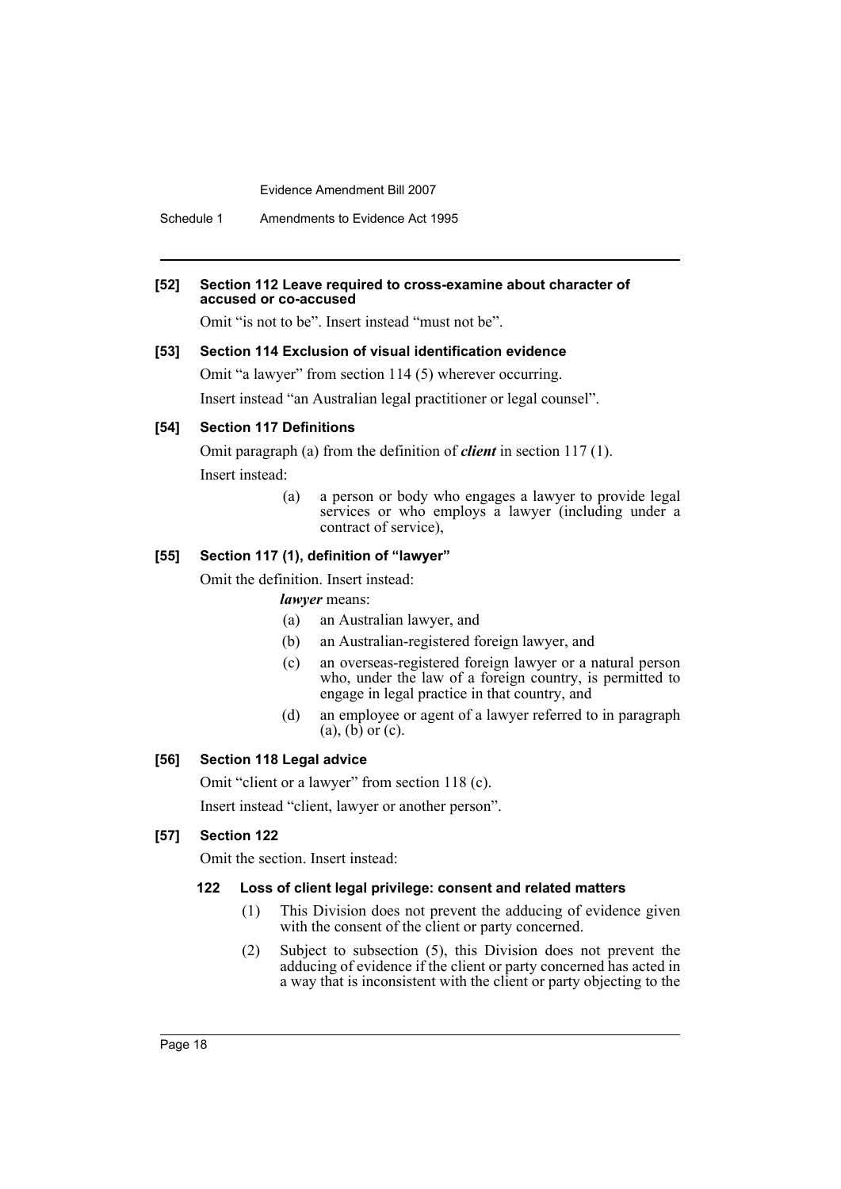**[52] Section 112 Leave required to cross-examine about character of accused or co-accused**

Omit "is not to be". Insert instead "must not be".

**[53] Section 114 Exclusion of visual identification evidence**

Omit "a lawyer" from section 114 (5) wherever occurring.

Insert instead "an Australian legal practitioner or legal counsel".

**[54] Section 117 Definitions**

Omit paragraph (a) from the definition of ***client*** in section 117 (1).

Insert instead:

> (a) a person or body who engages a lawyer to provide legal services or who employs a lawyer (including under a contract of service),

**[55] Section 117 (1), definition of "lawyer"**

Omit the definition. Insert instead:

> ***lawyer*** means:
>
> (a) an Australian lawyer, and
>
> (b) an Australian-registered foreign lawyer, and
>
> (c) an overseas-registered foreign lawyer or a natural person who, under the law of a foreign country, is permitted to engage in legal practice in that country, and
>
> (d) an employee or agent of a lawyer referred to in paragraph (a), (b) or (c).

**[56] Section 118 Legal advice**

Omit "client or a lawyer" from section 118 (c).

Insert instead "client, lawyer or another person".

**[57] Section 122**

Omit the section. Insert instead:

> **122 Loss of client legal privilege: consent and related matters**
>
> (1) This Division does not prevent the adducing of evidence given with the consent of the client or party concerned.
>
> (2) Subject to subsection (5), this Division does not prevent the adducing of evidence if the client or party concerned has acted in a way that is inconsistent with the client or party objecting to the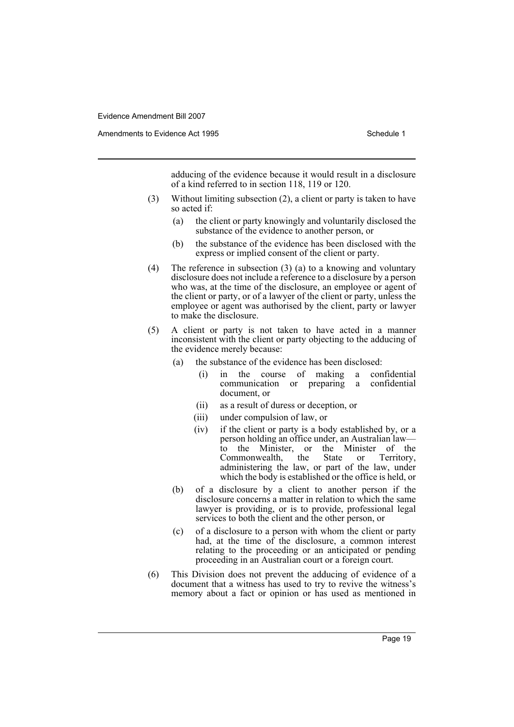adducing of the evidence because it would result in a disclosure of a kind referred to in section 118, 119 or 120.

(3) Without limiting subsection (2), a client or party is taken to have so acted if:

   (a) the client or party knowingly and voluntarily disclosed the substance of the evidence to another person, or

   (b) the substance of the evidence has been disclosed with the express or implied consent of the client or party.

(4) The reference in subsection (3) (a) to a knowing and voluntary disclosure does not include a reference to a disclosure by a person who was, at the time of the disclosure, an employee or agent of the client or party, or of a lawyer of the client or party, unless the employee or agent was authorised by the client, party or lawyer to make the disclosure.

(5) A client or party is not taken to have acted in a manner inconsistent with the client or party objecting to the adducing of the evidence merely because:

   (a) the substance of the evidence has been disclosed:

      (i) in the course of making a confidential communication or preparing a confidential document, or

      (ii) as a result of duress or deception, or

      (iii) under compulsion of law, or

      (iv) if the client or party is a body established by, or a person holding an office under, an Australian law—to the Minister, or the Minister of the Commonwealth, the State or Territory, administering the law, or part of the law, under which the body is established or the office is held, or

   (b) of a disclosure by a client to another person if the disclosure concerns a matter in relation to which the same lawyer is providing, or is to provide, professional legal services to both the client and the other person, or

   (c) of a disclosure to a person with whom the client or party had, at the time of the disclosure, a common interest relating to the proceeding or an anticipated or pending proceeding in an Australian court or a foreign court.

(6) This Division does not prevent the adducing of evidence of a document that a witness has used to try to revive the witness's memory about a fact or opinion or has used as mentioned in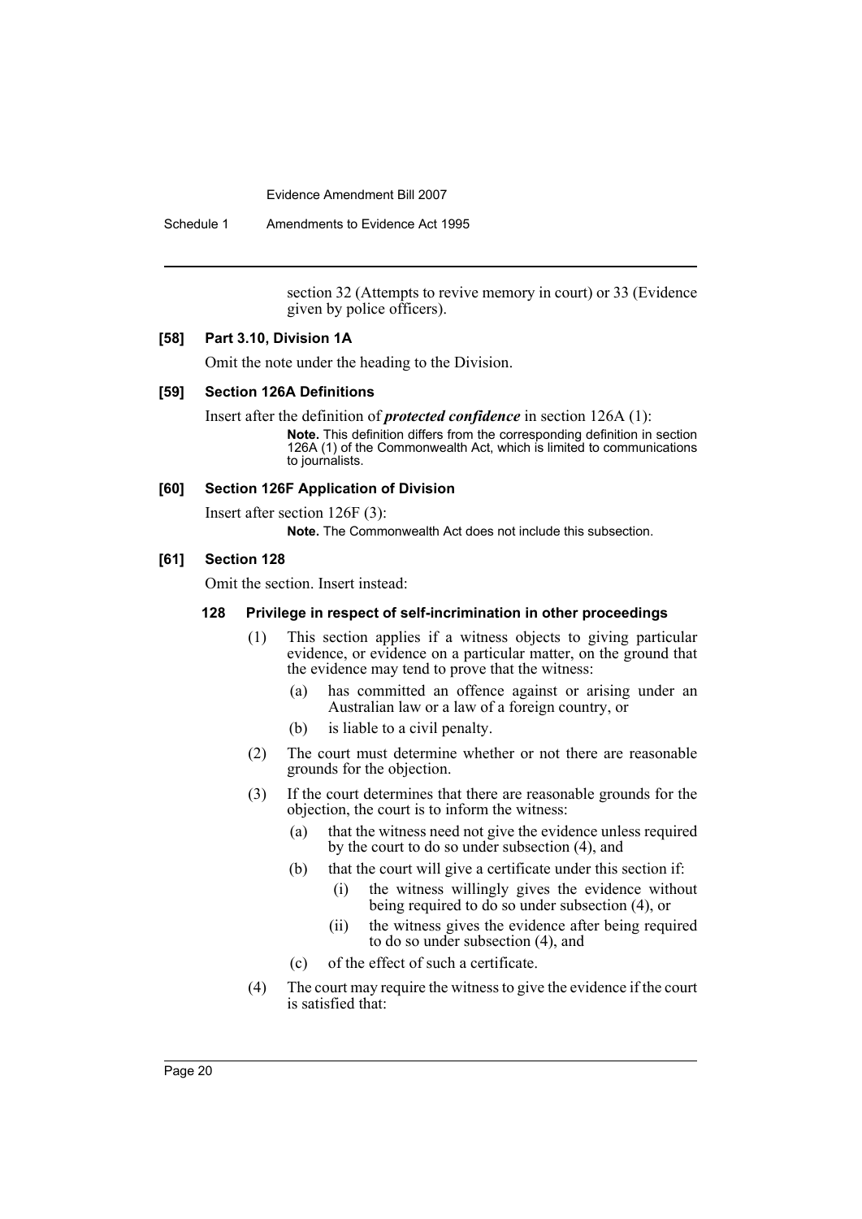section 32 (Attempts to revive memory in court) or 33 (Evidence given by police officers).

#### [58] Part 3.10, Division 1A

Omit the note under the heading to the Division.

#### [59] Section 126A Definitions

Insert after the definition of ***protected confidence*** in section 126A (1):

**Note.** This definition differs from the corresponding definition in section 126A (1) of the Commonwealth Act, which is limited to communications to journalists.

#### [60] Section 126F Application of Division

Insert after section 126F (3):

**Note.** The Commonwealth Act does not include this subsection.

#### [61] Section 128

Omit the section. Insert instead:

##### 128 Privilege in respect of self-incrimination in other proceedings

(1) This section applies if a witness objects to giving particular evidence, or evidence on a particular matter, on the ground that the evidence may tend to prove that the witness:

- (a) has committed an offence against or arising under an Australian law or a law of a foreign country, or
- (b) is liable to a civil penalty.

(2) The court must determine whether or not there are reasonable grounds for the objection.

(3) If the court determines that there are reasonable grounds for the objection, the court is to inform the witness:

- (a) that the witness need not give the evidence unless required by the court to do so under subsection (4), and
- (b) that the court will give a certificate under this section if:
  - (i) the witness willingly gives the evidence without being required to do so under subsection (4), or
  - (ii) the witness gives the evidence after being required to do so under subsection (4), and
- (c) of the effect of such a certificate.

(4) The court may require the witness to give the evidence if the court is satisfied that: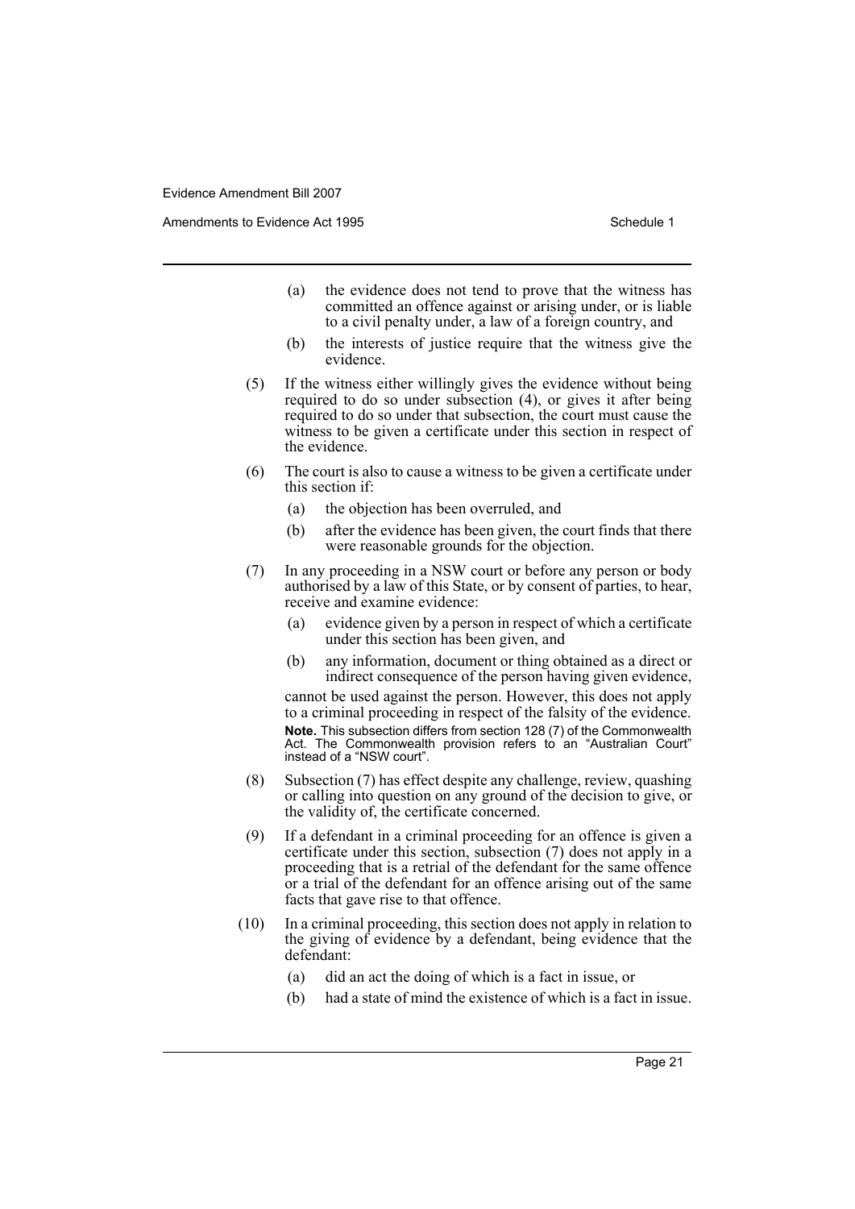(a) the evidence does not tend to prove that the witness has committed an offence against or arising under, or is liable to a civil penalty under, a law of a foreign country, and

(b) the interests of justice require that the witness give the evidence.

(5) If the witness either willingly gives the evidence without being required to do so under subsection (4), or gives it after being required to do so under that subsection, the court must cause the witness to be given a certificate under this section in respect of the evidence.

(6) The court is also to cause a witness to be given a certificate under this section if:

(a) the objection has been overruled, and

(b) after the evidence has been given, the court finds that there were reasonable grounds for the objection.

(7) In any proceeding in a NSW court or before any person or body authorised by a law of this State, or by consent of parties, to hear, receive and examine evidence:

(a) evidence given by a person in respect of which a certificate under this section has been given, and

(b) any information, document or thing obtained as a direct or indirect consequence of the person having given evidence,

cannot be used against the person. However, this does not apply to a criminal proceeding in respect of the falsity of the evidence.

**Note.** This subsection differs from section 128 (7) of the Commonwealth Act. The Commonwealth provision refers to an "Australian Court" instead of a "NSW court".

(8) Subsection (7) has effect despite any challenge, review, quashing or calling into question on any ground of the decision to give, or the validity of, the certificate concerned.

(9) If a defendant in a criminal proceeding for an offence is given a certificate under this section, subsection (7) does not apply in a proceeding that is a retrial of the defendant for the same offence or a trial of the defendant for an offence arising out of the same facts that gave rise to that offence.

(10) In a criminal proceeding, this section does not apply in relation to the giving of evidence by a defendant, being evidence that the defendant:

(a) did an act the doing of which is a fact in issue, or

(b) had a state of mind the existence of which is a fact in issue.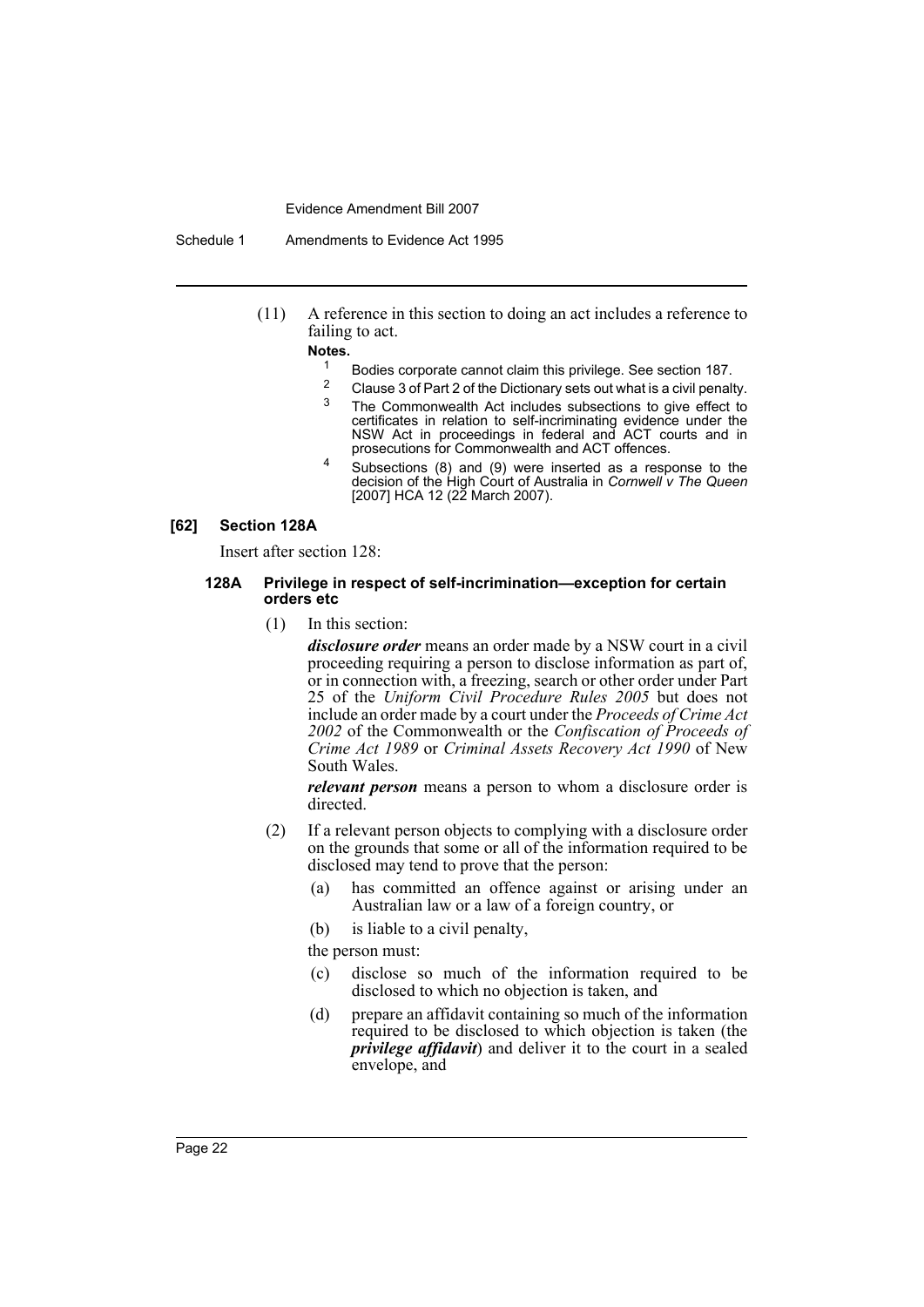(11) A reference in this section to doing an act includes a reference to failing to act.

**Notes.**

1 Bodies corporate cannot claim this privilege. See section 187.

2 Clause 3 of Part 2 of the Dictionary sets out what is a civil penalty.

3 The Commonwealth Act includes subsections to give effect to certificates in relation to self-incriminating evidence under the NSW Act in proceedings in federal and ACT courts and in prosecutions for Commonwealth and ACT offences.

4 Subsections (8) and (9) were inserted as a response to the decision of the High Court of Australia in *Cornwell v The Queen* [2007] HCA 12 (22 March 2007).

#### [62] Section 128A

Insert after section 128:

##### 128A Privilege in respect of self-incrimination—exception for certain orders etc

(1) In this section:

***disclosure order*** means an order made by a NSW court in a civil proceeding requiring a person to disclose information as part of, or in connection with, a freezing, search or other order under Part 25 of the *Uniform Civil Procedure Rules 2005* but does not include an order made by a court under the *Proceeds of Crime Act 2002* of the Commonwealth or the *Confiscation of Proceeds of Crime Act 1989* or *Criminal Assets Recovery Act 1990* of New South Wales.

***relevant person*** means a person to whom a disclosure order is directed.

(2) If a relevant person objects to complying with a disclosure order on the grounds that some or all of the information required to be disclosed may tend to prove that the person:

(a) has committed an offence against or arising under an Australian law or a law of a foreign country, or

(b) is liable to a civil penalty,

the person must:

(c) disclose so much of the information required to be disclosed to which no objection is taken, and

(d) prepare an affidavit containing so much of the information required to be disclosed to which objection is taken (the ***privilege affidavit***) and deliver it to the court in a sealed envelope, and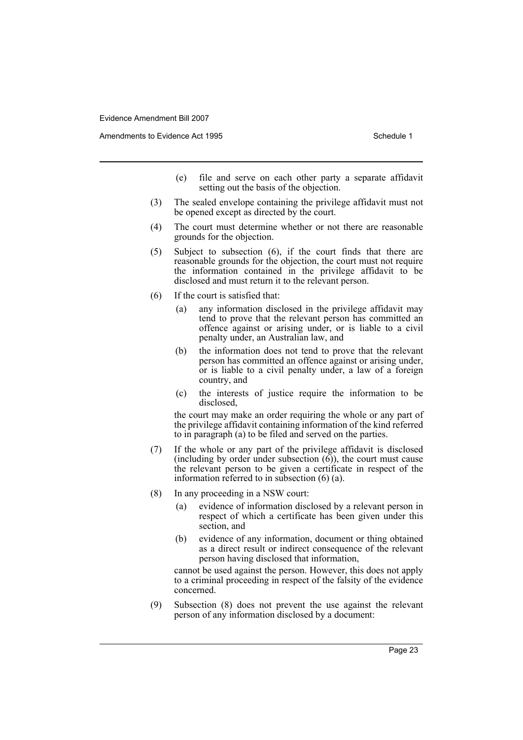(e) file and serve on each other party a separate affidavit setting out the basis of the objection.

(3) The sealed envelope containing the privilege affidavit must not be opened except as directed by the court.

(4) The court must determine whether or not there are reasonable grounds for the objection.

(5) Subject to subsection (6), if the court finds that there are reasonable grounds for the objection, the court must not require the information contained in the privilege affidavit to be disclosed and must return it to the relevant person.

(6) If the court is satisfied that:

(a) any information disclosed in the privilege affidavit may tend to prove that the relevant person has committed an offence against or arising under, or is liable to a civil penalty under, an Australian law, and

(b) the information does not tend to prove that the relevant person has committed an offence against or arising under, or is liable to a civil penalty under, a law of a foreign country, and

(c) the interests of justice require the information to be disclosed,

the court may make an order requiring the whole or any part of the privilege affidavit containing information of the kind referred to in paragraph (a) to be filed and served on the parties.

(7) If the whole or any part of the privilege affidavit is disclosed (including by order under subsection (6)), the court must cause the relevant person to be given a certificate in respect of the information referred to in subsection (6) (a).

(8) In any proceeding in a NSW court:

(a) evidence of information disclosed by a relevant person in respect of which a certificate has been given under this section, and

(b) evidence of any information, document or thing obtained as a direct result or indirect consequence of the relevant person having disclosed that information,

cannot be used against the person. However, this does not apply to a criminal proceeding in respect of the falsity of the evidence concerned.

(9) Subsection (8) does not prevent the use against the relevant person of any information disclosed by a document: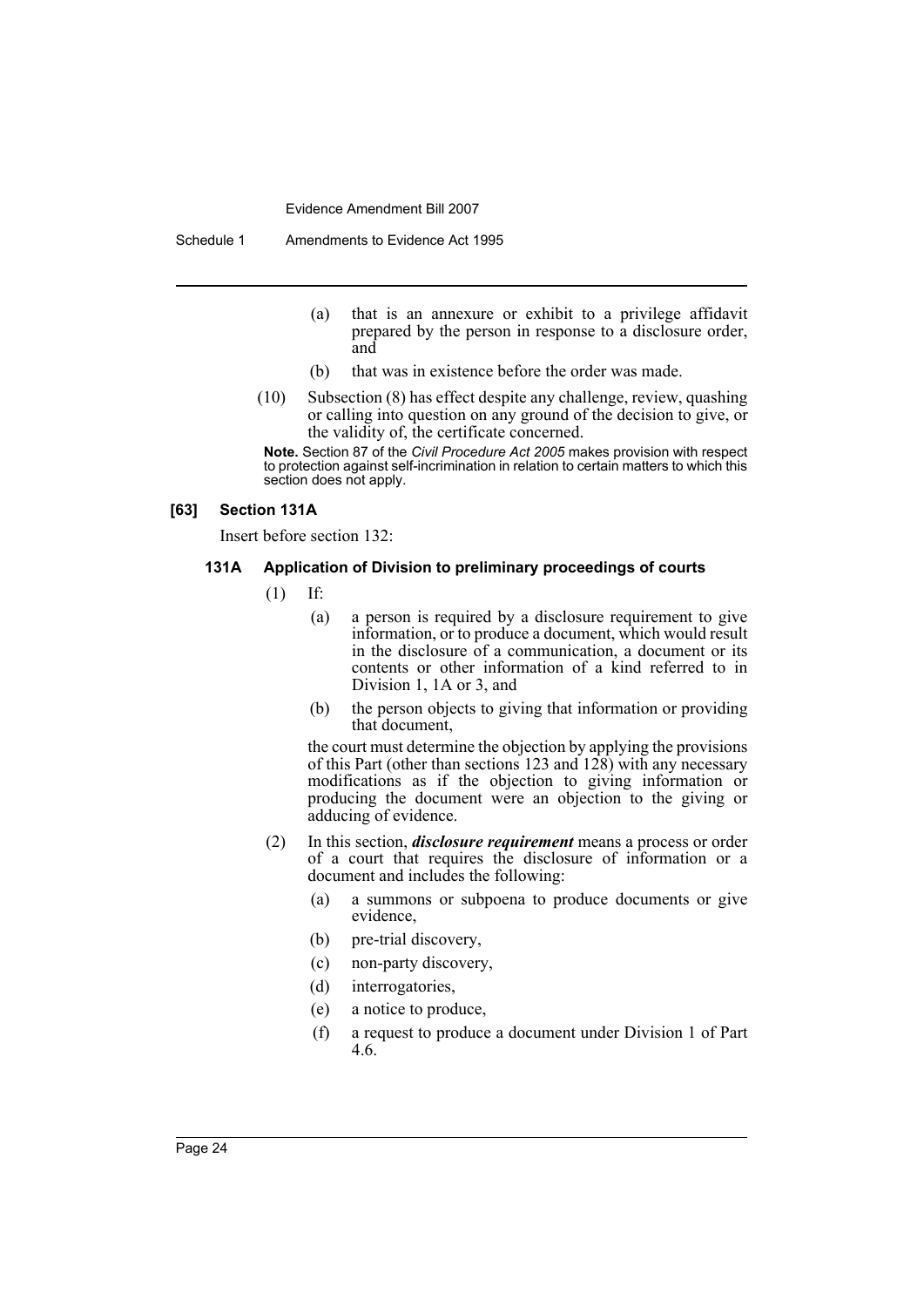(a) that is an annexure or exhibit to a privilege affidavit prepared by the person in response to a disclosure order, and

(b) that was in existence before the order was made.

(10) Subsection (8) has effect despite any challenge, review, quashing or calling into question on any ground of the decision to give, or the validity of, the certificate concerned.

**Note.** Section 87 of the *Civil Procedure Act 2005* makes provision with respect to protection against self-incrimination in relation to certain matters to which this section does not apply.

#### [63] Section 131A

Insert before section 132:

#### 131A Application of Division to preliminary proceedings of courts

(1) If:

(a) a person is required by a disclosure requirement to give information, or to produce a document, which would result in the disclosure of a communication, a document or its contents or other information of a kind referred to in Division 1, 1A or 3, and

(b) the person objects to giving that information or providing that document,

the court must determine the objection by applying the provisions of this Part (other than sections 123 and 128) with any necessary modifications as if the objection to giving information or producing the document were an objection to the giving or adducing of evidence.

(2) In this section, ***disclosure requirement*** means a process or order of a court that requires the disclosure of information or a document and includes the following:

(a) a summons or subpoena to produce documents or give evidence,

(b) pre-trial discovery,

(c) non-party discovery,

(d) interrogatories,

(e) a notice to produce,

(f) a request to produce a document under Division 1 of Part 4.6.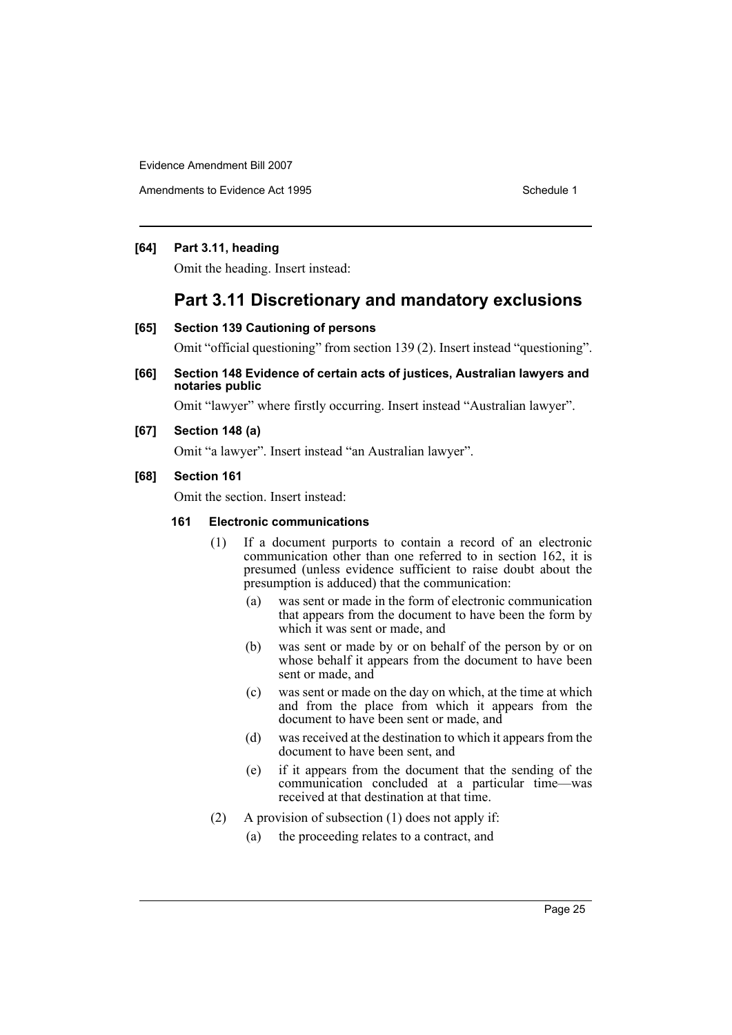**[64] Part 3.11, heading**

Omit the heading. Insert instead:

## Part 3.11 Discretionary and mandatory exclusions

**[65] Section 139 Cautioning of persons**

Omit "official questioning" from section 139 (2). Insert instead "questioning".

**[66] Section 148 Evidence of certain acts of justices, Australian lawyers and notaries public**

Omit "lawyer" where firstly occurring. Insert instead "Australian lawyer".

**[67] Section 148 (a)**

Omit "a lawyer". Insert instead "an Australian lawyer".

**[68] Section 161**

Omit the section. Insert instead:

**161 Electronic communications**

(1) If a document purports to contain a record of an electronic communication other than one referred to in section 162, it is presumed (unless evidence sufficient to raise doubt about the presumption is adduced) that the communication:

(a) was sent or made in the form of electronic communication that appears from the document to have been the form by which it was sent or made, and

(b) was sent or made by or on behalf of the person by or on whose behalf it appears from the document to have been sent or made, and

(c) was sent or made on the day on which, at the time at which and from the place from which it appears from the document to have been sent or made, and

(d) was received at the destination to which it appears from the document to have been sent, and

(e) if it appears from the document that the sending of the communication concluded at a particular time—was received at that destination at that time.

(2) A provision of subsection (1) does not apply if:

(a) the proceeding relates to a contract, and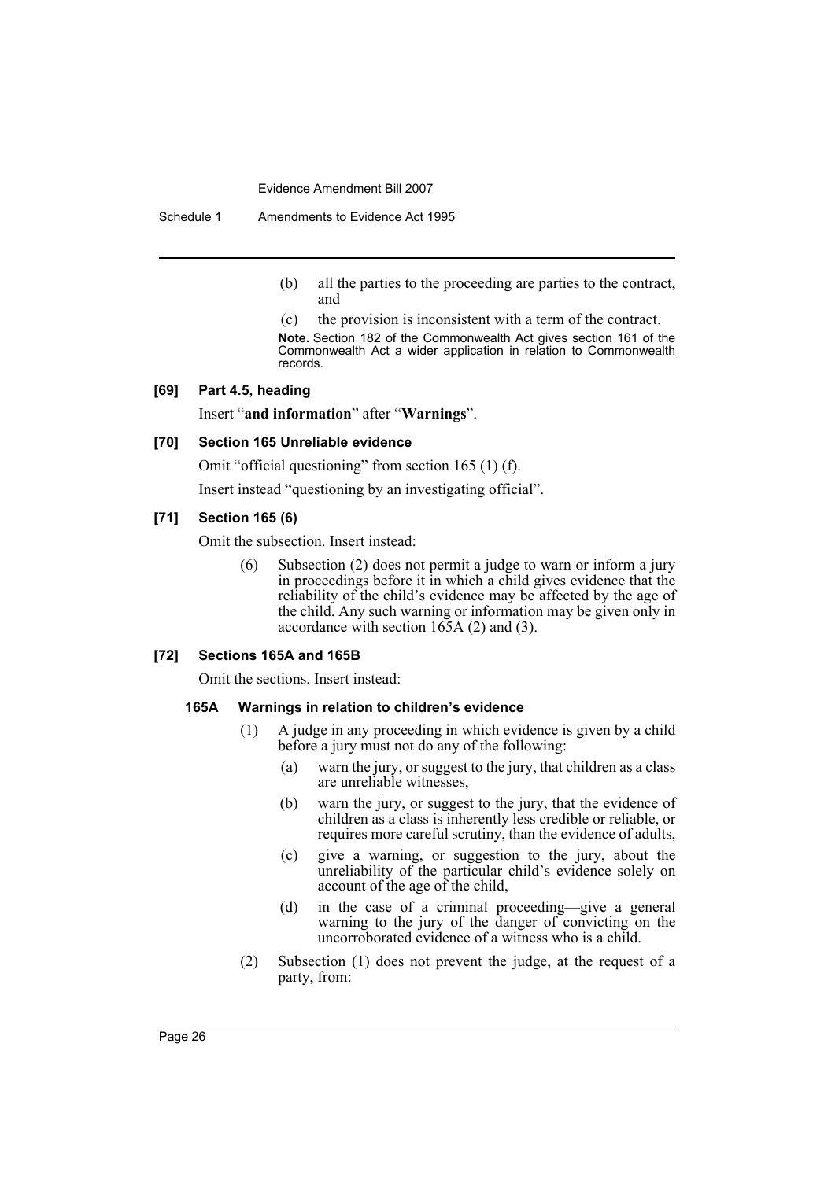(b) all the parties to the proceeding are parties to the contract, and

(c) the provision is inconsistent with a term of the contract.

**Note.** Section 182 of the Commonwealth Act gives section 161 of the Commonwealth Act a wider application in relation to Commonwealth records.

**[69] Part 4.5, heading**

Insert "**and information**" after "**Warnings**".

**[70] Section 165 Unreliable evidence**

Omit "official questioning" from section 165 (1) (f).

Insert instead "questioning by an investigating official".

**[71] Section 165 (6)**

Omit the subsection. Insert instead:

(6) Subsection (2) does not permit a judge to warn or inform a jury in proceedings before it in which a child gives evidence that the reliability of the child's evidence may be affected by the age of the child. Any such warning or information may be given only in accordance with section 165A (2) and (3).

**[72] Sections 165A and 165B**

Omit the sections. Insert instead:

**165A Warnings in relation to children's evidence**

(1) A judge in any proceeding in which evidence is given by a child before a jury must not do any of the following:

(a) warn the jury, or suggest to the jury, that children as a class are unreliable witnesses,

(b) warn the jury, or suggest to the jury, that the evidence of children as a class is inherently less credible or reliable, or requires more careful scrutiny, than the evidence of adults,

(c) give a warning, or suggestion to the jury, about the unreliability of the particular child's evidence solely on account of the age of the child,

(d) in the case of a criminal proceeding—give a general warning to the jury of the danger of convicting on the uncorroborated evidence of a witness who is a child.

(2) Subsection (1) does not prevent the judge, at the request of a party, from: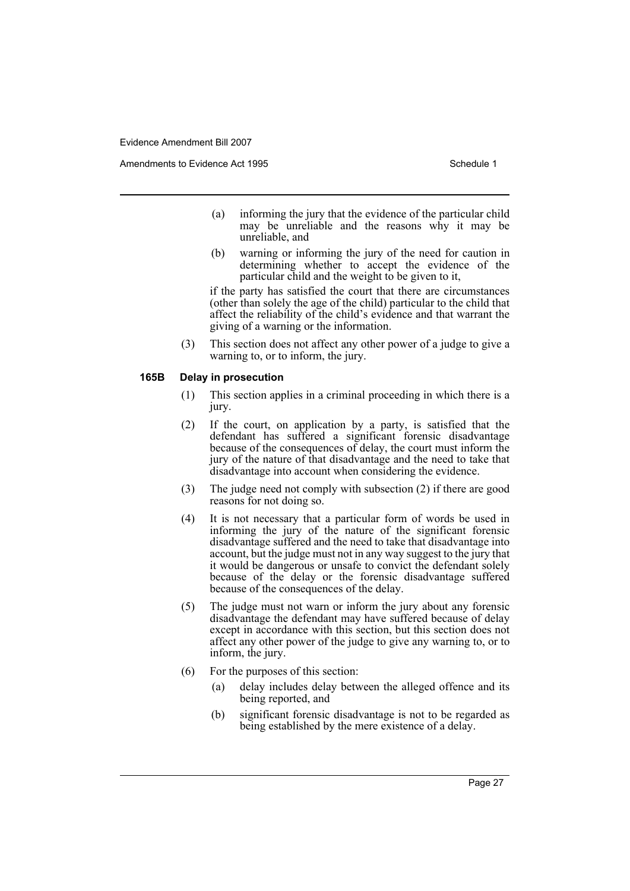(a) informing the jury that the evidence of the particular child may be unreliable and the reasons why it may be unreliable, and

(b) warning or informing the jury of the need for caution in determining whether to accept the evidence of the particular child and the weight to be given to it,

if the party has satisfied the court that there are circumstances (other than solely the age of the child) particular to the child that affect the reliability of the child's evidence and that warrant the giving of a warning or the information.

(3) This section does not affect any other power of a judge to give a warning to, or to inform, the jury.

**165B Delay in prosecution**

(1) This section applies in a criminal proceeding in which there is a jury.

(2) If the court, on application by a party, is satisfied that the defendant has suffered a significant forensic disadvantage because of the consequences of delay, the court must inform the jury of the nature of that disadvantage and the need to take that disadvantage into account when considering the evidence.

(3) The judge need not comply with subsection (2) if there are good reasons for not doing so.

(4) It is not necessary that a particular form of words be used in informing the jury of the nature of the significant forensic disadvantage suffered and the need to take that disadvantage into account, but the judge must not in any way suggest to the jury that it would be dangerous or unsafe to convict the defendant solely because of the delay or the forensic disadvantage suffered because of the consequences of the delay.

(5) The judge must not warn or inform the jury about any forensic disadvantage the defendant may have suffered because of delay except in accordance with this section, but this section does not affect any other power of the judge to give any warning to, or to inform, the jury.

(6) For the purposes of this section:

(a) delay includes delay between the alleged offence and its being reported, and

(b) significant forensic disadvantage is not to be regarded as being established by the mere existence of a delay.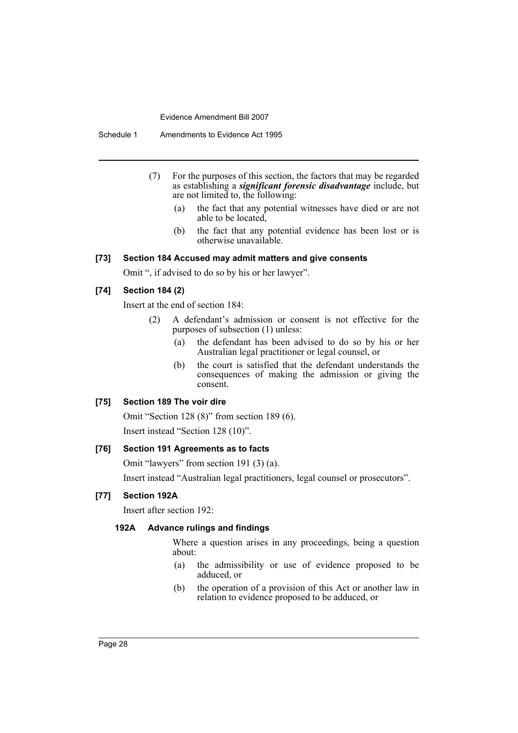(7) For the purposes of this section, the factors that may be regarded as establishing a ***significant forensic disadvantage*** include, but are not limited to, the following:

- (a) the fact that any potential witnesses have died or are not able to be located,
- (b) the fact that any potential evidence has been lost or is otherwise unavailable.

#### [73] Section 184 Accused may admit matters and give consents

Omit ", if advised to do so by his or her lawyer".

#### [74] Section 184 (2)

Insert at the end of section 184:

(2) A defendant's admission or consent is not effective for the purposes of subsection (1) unless:

- (a) the defendant has been advised to do so by his or her Australian legal practitioner or legal counsel, or
- (b) the court is satisfied that the defendant understands the consequences of making the admission or giving the consent.

#### [75] Section 189 The voir dire

Omit "Section 128 (8)" from section 189 (6).

Insert instead "Section 128 (10)".

#### [76] Section 191 Agreements as to facts

Omit "lawyers" from section 191 (3) (a).

Insert instead "Australian legal practitioners, legal counsel or prosecutors".

#### [77] Section 192A

Insert after section 192:

**192A Advance rulings and findings**

Where a question arises in any proceedings, being a question about:

- (a) the admissibility or use of evidence proposed to be adduced, or
- (b) the operation of a provision of this Act or another law in relation to evidence proposed to be adduced, or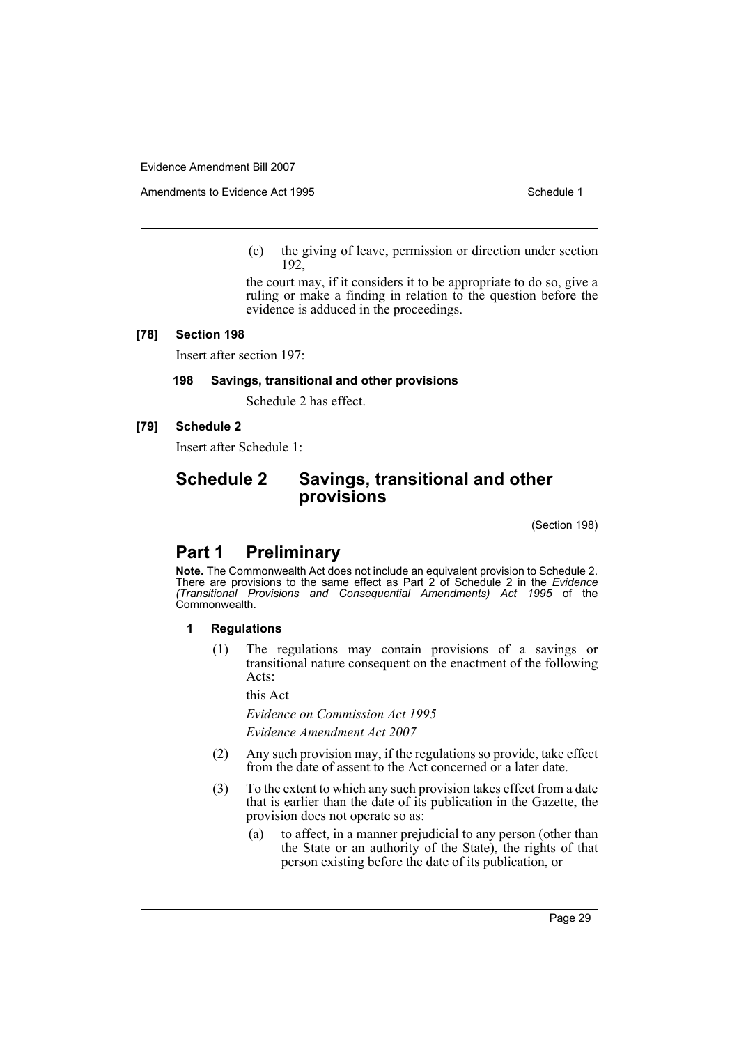(c) the giving of leave, permission or direction under section 192,

the court may, if it considers it to be appropriate to do so, give a ruling or make a finding in relation to the question before the evidence is adduced in the proceedings.

**[78] Section 198**

Insert after section 197:

**198 Savings, transitional and other provisions**

Schedule 2 has effect.

**[79] Schedule 2**

Insert after Schedule 1:

## Schedule 2 Savings, transitional and other provisions

(Section 198)

## Part 1 Preliminary

**Note.** The Commonwealth Act does not include an equivalent provision to Schedule 2. There are provisions to the same effect as Part 2 of Schedule 2 in the *Evidence (Transitional Provisions and Consequential Amendments) Act 1995* of the Commonwealth.

**1 Regulations**

(1) The regulations may contain provisions of a savings or transitional nature consequent on the enactment of the following Acts:

this Act

*Evidence on Commission Act 1995*

*Evidence Amendment Act 2007*

(2) Any such provision may, if the regulations so provide, take effect from the date of assent to the Act concerned or a later date.

(3) To the extent to which any such provision takes effect from a date that is earlier than the date of its publication in the Gazette, the provision does not operate so as:

(a) to affect, in a manner prejudicial to any person (other than the State or an authority of the State), the rights of that person existing before the date of its publication, or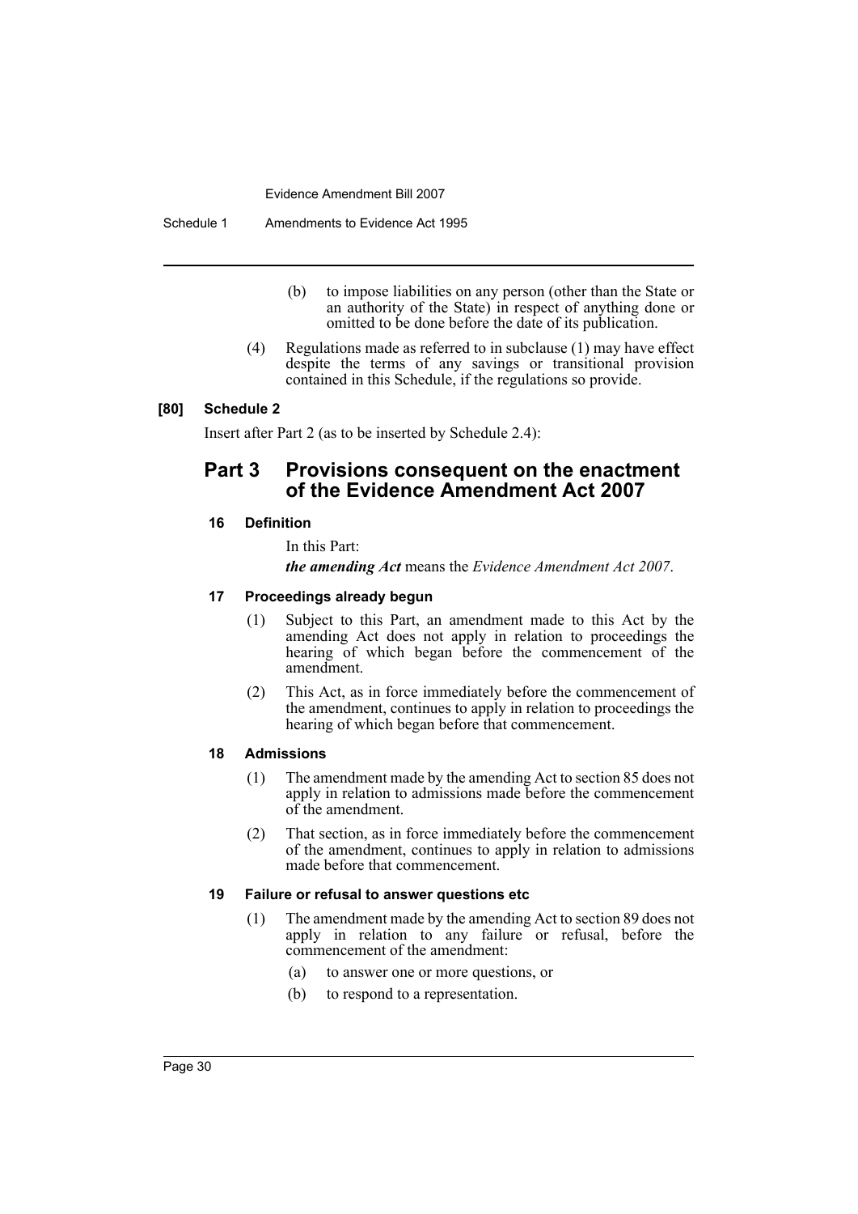(b) to impose liabilities on any person (other than the State or an authority of the State) in respect of anything done or omitted to be done before the date of its publication.

(4) Regulations made as referred to in subclause (1) may have effect despite the terms of any savings or transitional provision contained in this Schedule, if the regulations so provide.

**[80] Schedule 2**

Insert after Part 2 (as to be inserted by Schedule 2.4):

## Part 3 Provisions consequent on the enactment of the Evidence Amendment Act 2007

### 16 Definition

In this Part:

***the amending Act*** means the *Evidence Amendment Act 2007*.

### 17 Proceedings already begun

(1) Subject to this Part, an amendment made to this Act by the amending Act does not apply in relation to proceedings the hearing of which began before the commencement of the amendment.

(2) This Act, as in force immediately before the commencement of the amendment, continues to apply in relation to proceedings the hearing of which began before that commencement.

### 18 Admissions

(1) The amendment made by the amending Act to section 85 does not apply in relation to admissions made before the commencement of the amendment.

(2) That section, as in force immediately before the commencement of the amendment, continues to apply in relation to admissions made before that commencement.

### 19 Failure or refusal to answer questions etc

(1) The amendment made by the amending Act to section 89 does not apply in relation to any failure or refusal, before the commencement of the amendment:

(a) to answer one or more questions, or

(b) to respond to a representation.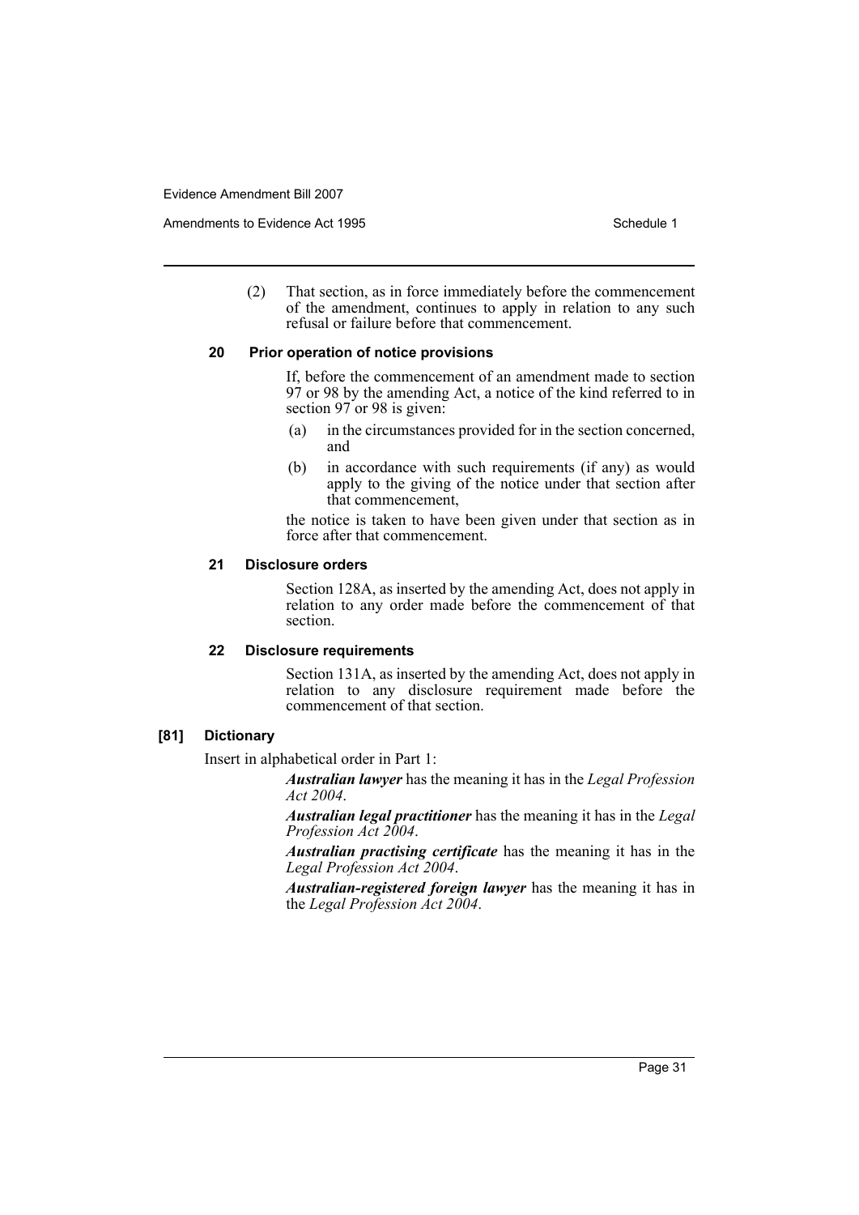(2) That section, as in force immediately before the commencement of the amendment, continues to apply in relation to any such refusal or failure before that commencement.

**20 Prior operation of notice provisions**

If, before the commencement of an amendment made to section 97 or 98 by the amending Act, a notice of the kind referred to in section 97 or 98 is given:

(a) in the circumstances provided for in the section concerned, and

(b) in accordance with such requirements (if any) as would apply to the giving of the notice under that section after that commencement,

the notice is taken to have been given under that section as in force after that commencement.

**21 Disclosure orders**

Section 128A, as inserted by the amending Act, does not apply in relation to any order made before the commencement of that section.

**22 Disclosure requirements**

Section 131A, as inserted by the amending Act, does not apply in relation to any disclosure requirement made before the commencement of that section.

**[81] Dictionary**

Insert in alphabetical order in Part 1:

***Australian lawyer*** has the meaning it has in the *Legal Profession Act 2004*.

***Australian legal practitioner*** has the meaning it has in the *Legal Profession Act 2004*.

***Australian practising certificate*** has the meaning it has in the *Legal Profession Act 2004*.

***Australian-registered foreign lawyer*** has the meaning it has in the *Legal Profession Act 2004*.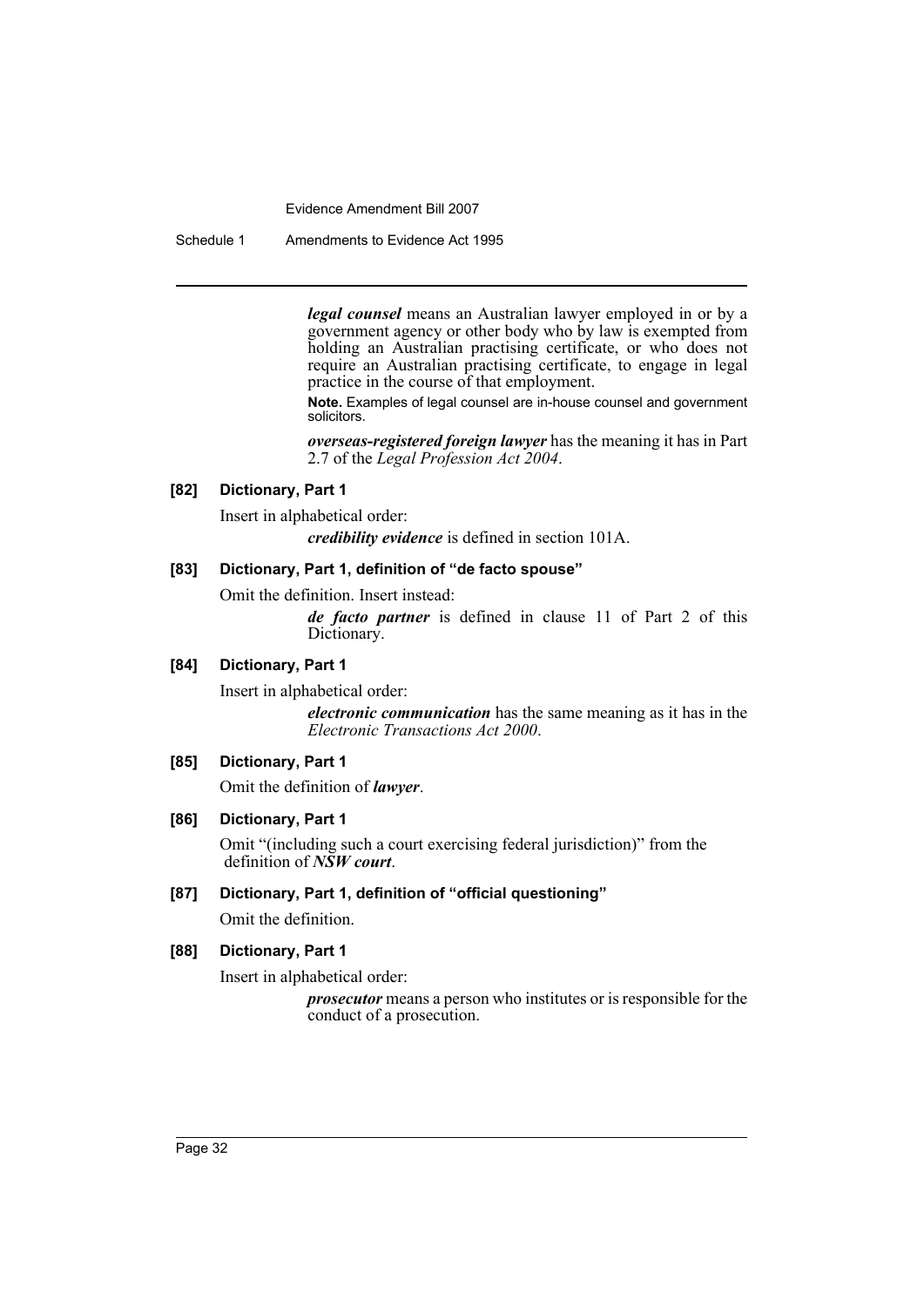***legal counsel*** means an Australian lawyer employed in or by a government agency or other body who by law is exempted from holding an Australian practising certificate, or who does not require an Australian practising certificate, to engage in legal practice in the course of that employment.

**Note.** Examples of legal counsel are in-house counsel and government solicitors.

***overseas-registered foreign lawyer*** has the meaning it has in Part 2.7 of the *Legal Profession Act 2004*.

#### [82] Dictionary, Part 1

Insert in alphabetical order:

***credibility evidence*** is defined in section 101A.

#### [83] Dictionary, Part 1, definition of "de facto spouse"

Omit the definition. Insert instead:

***de facto partner*** is defined in clause 11 of Part 2 of this Dictionary.

#### [84] Dictionary, Part 1

Insert in alphabetical order:

***electronic communication*** has the same meaning as it has in the *Electronic Transactions Act 2000*.

#### [85] Dictionary, Part 1

Omit the definition of ***lawyer***.

#### [86] Dictionary, Part 1

Omit "(including such a court exercising federal jurisdiction)" from the definition of ***NSW court***.

#### [87] Dictionary, Part 1, definition of "official questioning"

Omit the definition.

#### [88] Dictionary, Part 1

Insert in alphabetical order:

***prosecutor*** means a person who institutes or is responsible for the conduct of a prosecution.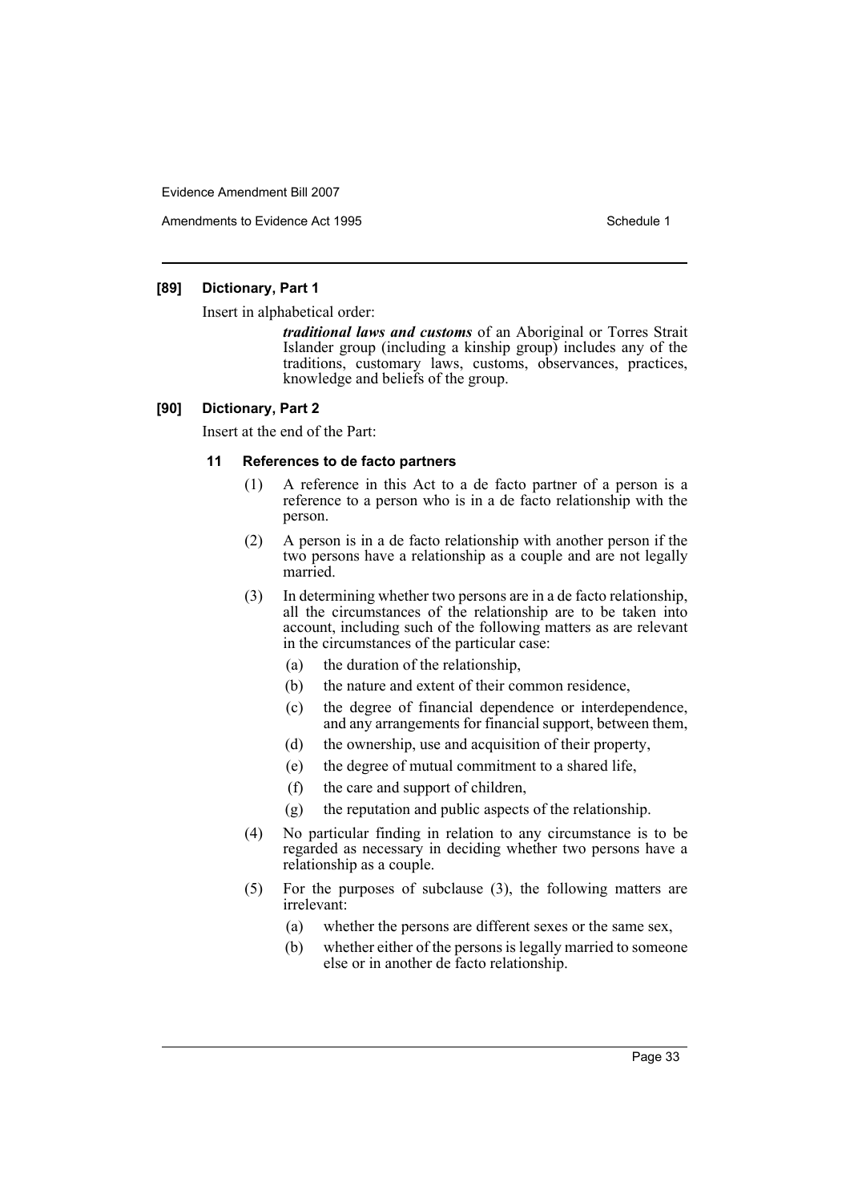### [89] Dictionary, Part 1

Insert in alphabetical order:

> ***traditional laws and customs*** of an Aboriginal or Torres Strait Islander group (including a kinship group) includes any of the traditions, customary laws, customs, observances, practices, knowledge and beliefs of the group.

### [90] Dictionary, Part 2

Insert at the end of the Part:

#### 11 References to de facto partners

(1) A reference in this Act to a de facto partner of a person is a reference to a person who is in a de facto relationship with the person.

(2) A person is in a de facto relationship with another person if the two persons have a relationship as a couple and are not legally married.

(3) In determining whether two persons are in a de facto relationship, all the circumstances of the relationship are to be taken into account, including such of the following matters as are relevant in the circumstances of the particular case:

- (a) the duration of the relationship,
- (b) the nature and extent of their common residence,
- (c) the degree of financial dependence or interdependence, and any arrangements for financial support, between them,
- (d) the ownership, use and acquisition of their property,
- (e) the degree of mutual commitment to a shared life,
- (f) the care and support of children,
- (g) the reputation and public aspects of the relationship.

(4) No particular finding in relation to any circumstance is to be regarded as necessary in deciding whether two persons have a relationship as a couple.

(5) For the purposes of subclause (3), the following matters are irrelevant:

- (a) whether the persons are different sexes or the same sex,
- (b) whether either of the persons is legally married to someone else or in another de facto relationship.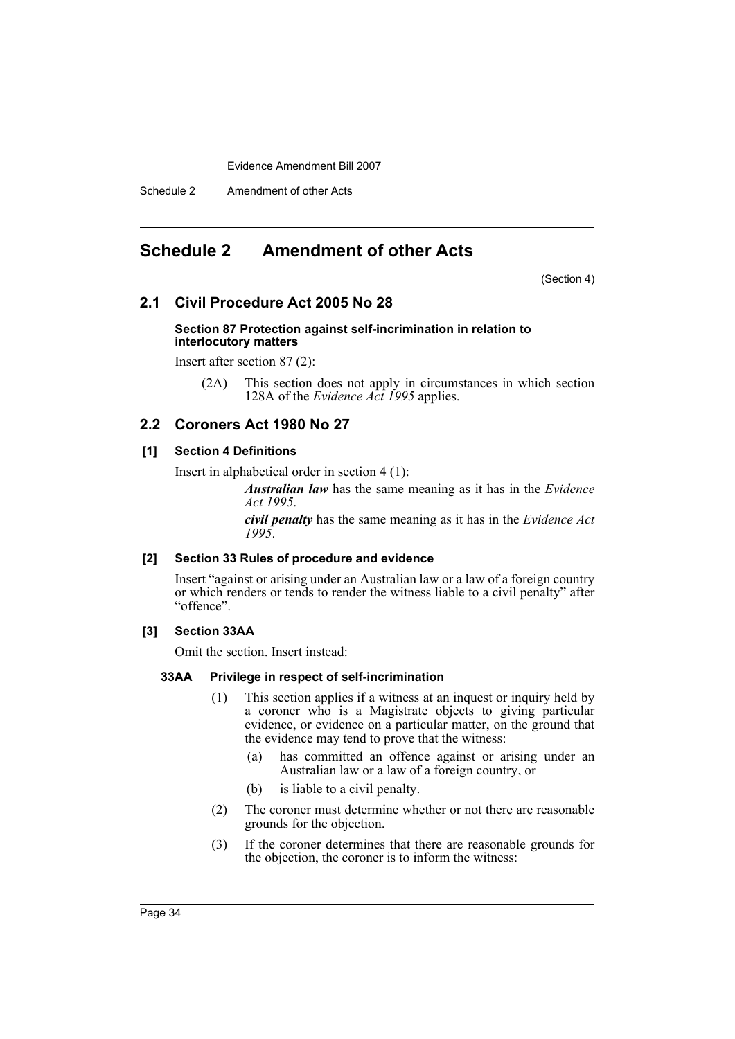# Schedule 2 Amendment of other Acts

(Section 4)

## 2.1 Civil Procedure Act 2005 No 28

**Section 87 Protection against self-incrimination in relation to interlocutory matters**

Insert after section 87 (2):

(2A) This section does not apply in circumstances in which section 128A of the *Evidence Act 1995* applies.

## 2.2 Coroners Act 1980 No 27

**[1] Section 4 Definitions**

Insert in alphabetical order in section 4 (1):

***Australian law*** has the same meaning as it has in the *Evidence Act 1995*.

***civil penalty*** has the same meaning as it has in the *Evidence Act 1995*.

**[2] Section 33 Rules of procedure and evidence**

Insert "against or arising under an Australian law or a law of a foreign country or which renders or tends to render the witness liable to a civil penalty" after "offence".

**[3] Section 33AA**

Omit the section. Insert instead:

**33AA Privilege in respect of self-incrimination**

(1) This section applies if a witness at an inquest or inquiry held by a coroner who is a Magistrate objects to giving particular evidence, or evidence on a particular matter, on the ground that the evidence may tend to prove that the witness:

(a) has committed an offence against or arising under an Australian law or a law of a foreign country, or

(b) is liable to a civil penalty.

(2) The coroner must determine whether or not there are reasonable grounds for the objection.

(3) If the coroner determines that there are reasonable grounds for the objection, the coroner is to inform the witness: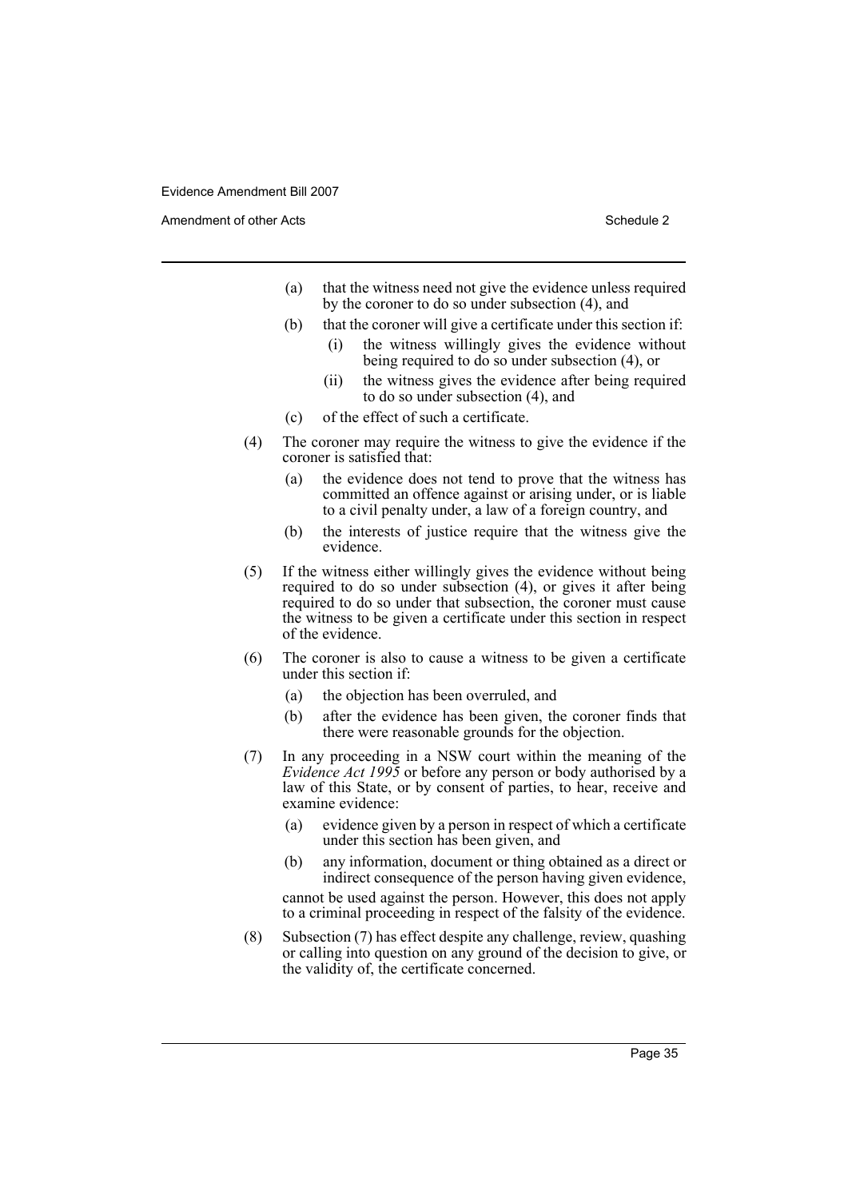(a) that the witness need not give the evidence unless required by the coroner to do so under subsection (4), and

(b) that the coroner will give a certificate under this section if:

(i) the witness willingly gives the evidence without being required to do so under subsection (4), or

(ii) the witness gives the evidence after being required to do so under subsection (4), and

(c) of the effect of such a certificate.

(4) The coroner may require the witness to give the evidence if the coroner is satisfied that:

(a) the evidence does not tend to prove that the witness has committed an offence against or arising under, or is liable to a civil penalty under, a law of a foreign country, and

(b) the interests of justice require that the witness give the evidence.

(5) If the witness either willingly gives the evidence without being required to do so under subsection (4), or gives it after being required to do so under that subsection, the coroner must cause the witness to be given a certificate under this section in respect of the evidence.

(6) The coroner is also to cause a witness to be given a certificate under this section if:

(a) the objection has been overruled, and

(b) after the evidence has been given, the coroner finds that there were reasonable grounds for the objection.

(7) In any proceeding in a NSW court within the meaning of the *Evidence Act 1995* or before any person or body authorised by a law of this State, or by consent of parties, to hear, receive and examine evidence:

(a) evidence given by a person in respect of which a certificate under this section has been given, and

(b) any information, document or thing obtained as a direct or indirect consequence of the person having given evidence,

cannot be used against the person. However, this does not apply to a criminal proceeding in respect of the falsity of the evidence.

(8) Subsection (7) has effect despite any challenge, review, quashing or calling into question on any ground of the decision to give, or the validity of, the certificate concerned.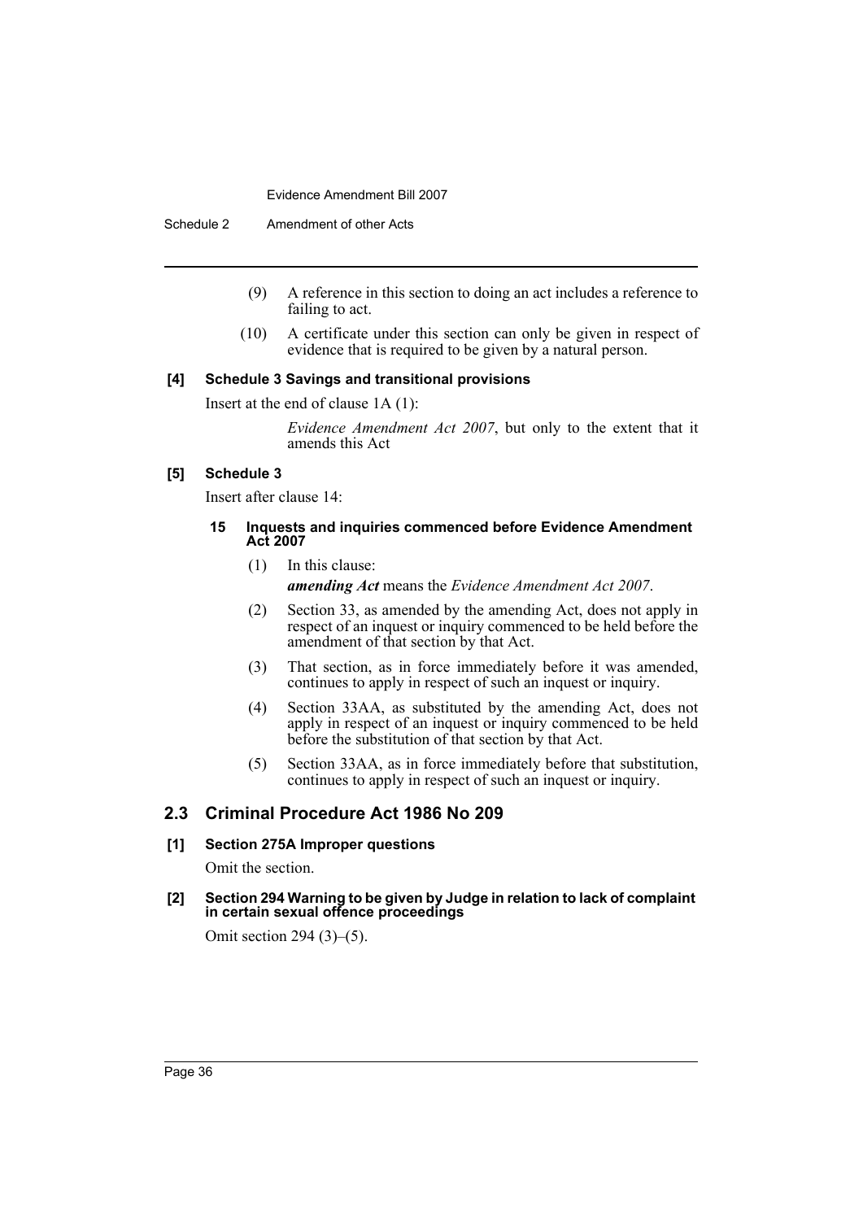(9) A reference in this section to doing an act includes a reference to failing to act.

(10) A certificate under this section can only be given in respect of evidence that is required to be given by a natural person.

**[4] Schedule 3 Savings and transitional provisions**

Insert at the end of clause 1A (1):

*Evidence Amendment Act 2007*, but only to the extent that it amends this Act

**[5] Schedule 3**

Insert after clause 14:

**15 Inquests and inquiries commenced before Evidence Amendment Act 2007**

(1) In this clause:

***amending Act*** means the *Evidence Amendment Act 2007*.

(2) Section 33, as amended by the amending Act, does not apply in respect of an inquest or inquiry commenced to be held before the amendment of that section by that Act.

(3) That section, as in force immediately before it was amended, continues to apply in respect of such an inquest or inquiry.

(4) Section 33AA, as substituted by the amending Act, does not apply in respect of an inquest or inquiry commenced to be held before the substitution of that section by that Act.

(5) Section 33AA, as in force immediately before that substitution, continues to apply in respect of such an inquest or inquiry.

## 2.3 Criminal Procedure Act 1986 No 209

**[1] Section 275A Improper questions**

Omit the section.

**[2] Section 294 Warning to be given by Judge in relation to lack of complaint in certain sexual offence proceedings**

Omit section 294 (3)–(5).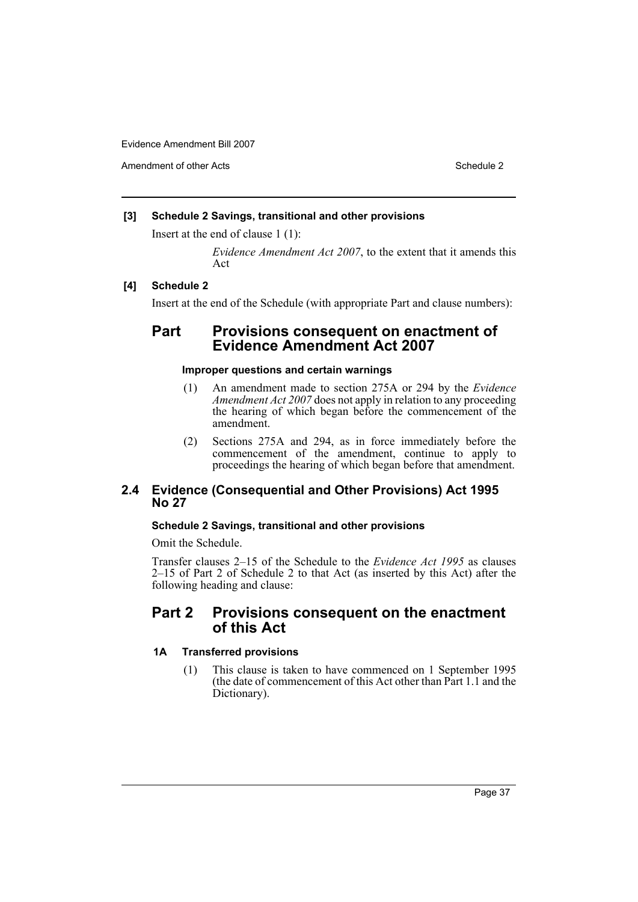**[3] Schedule 2 Savings, transitional and other provisions**

Insert at the end of clause 1 (1):

> *Evidence Amendment Act 2007*, to the extent that it amends this Act

**[4] Schedule 2**

Insert at the end of the Schedule (with appropriate Part and clause numbers):

## Part Provisions consequent on enactment of Evidence Amendment Act 2007

#### Improper questions and certain warnings

(1) An amendment made to section 275A or 294 by the *Evidence Amendment Act 2007* does not apply in relation to any proceeding the hearing of which began before the commencement of the amendment.

(2) Sections 275A and 294, as in force immediately before the commencement of the amendment, continue to apply to proceedings the hearing of which began before that amendment.

## 2.4 Evidence (Consequential and Other Provisions) Act 1995 No 27

#### Schedule 2 Savings, transitional and other provisions

Omit the Schedule.

Transfer clauses 2–15 of the Schedule to the *Evidence Act 1995* as clauses 2–15 of Part 2 of Schedule 2 to that Act (as inserted by this Act) after the following heading and clause:

## Part 2 Provisions consequent on the enactment of this Act

#### 1A Transferred provisions

(1) This clause is taken to have commenced on 1 September 1995 (the date of commencement of this Act other than Part 1.1 and the Dictionary).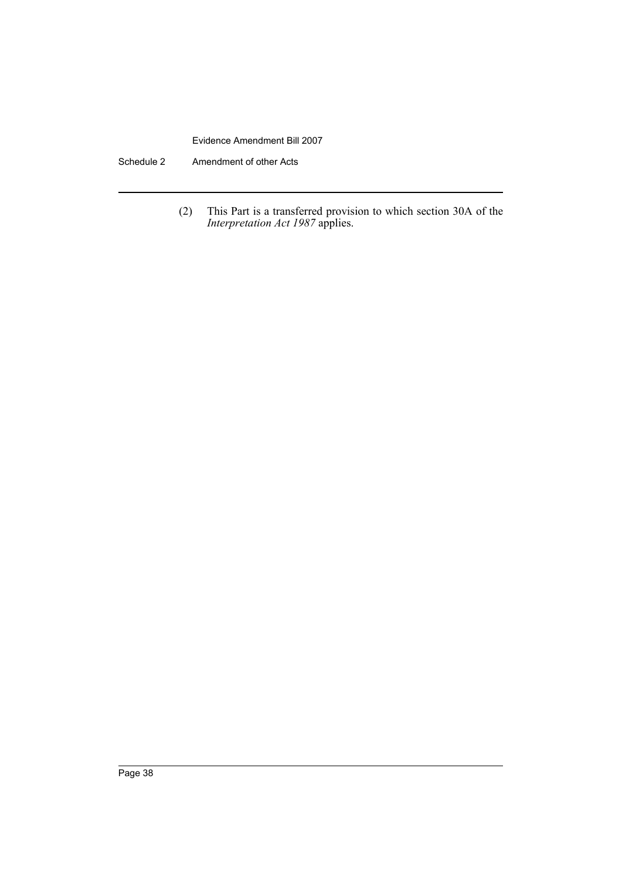(2) This Part is a transferred provision to which section 30A of the *Interpretation Act 1987* applies.